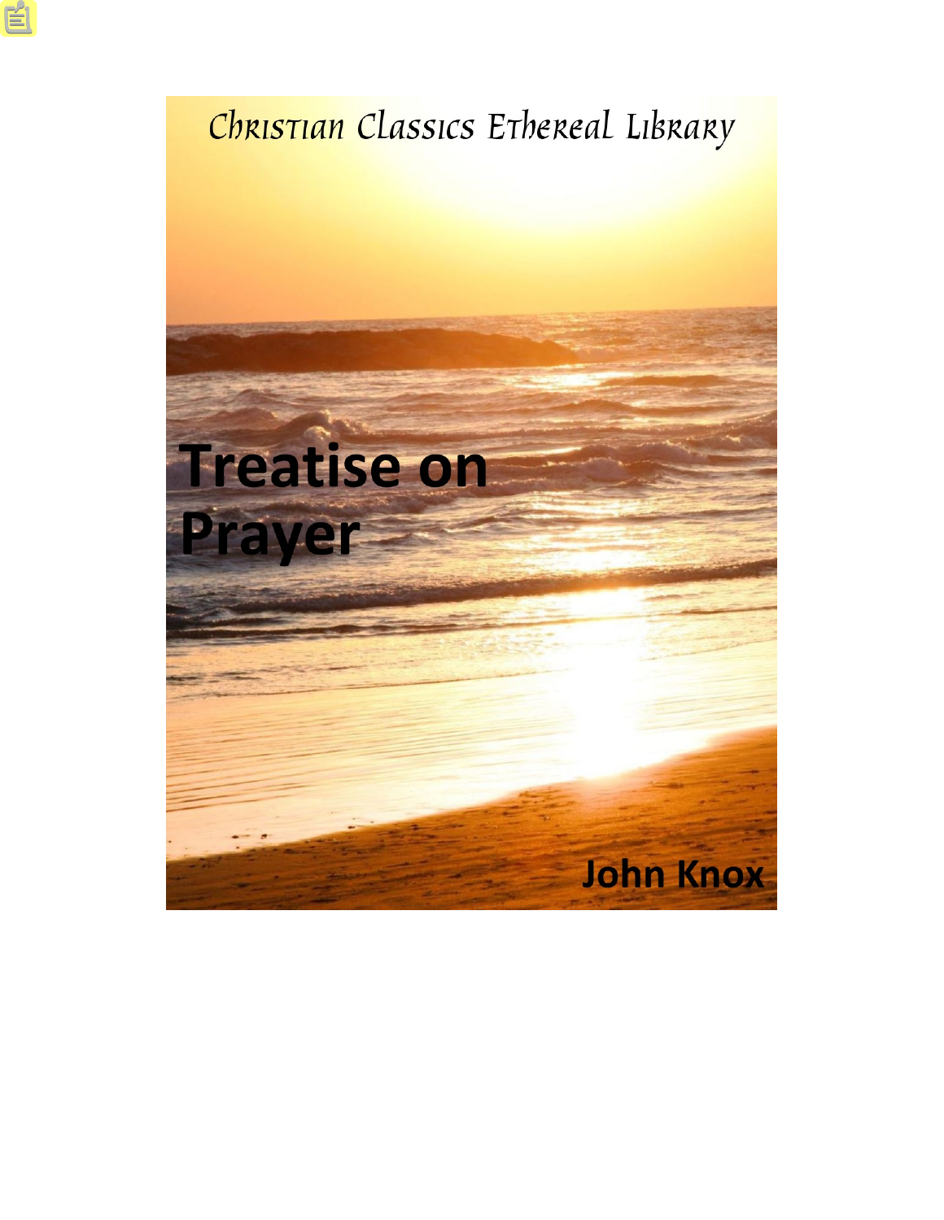Christian Classics Ethereal Library

# Treatise on Prayer

John Knox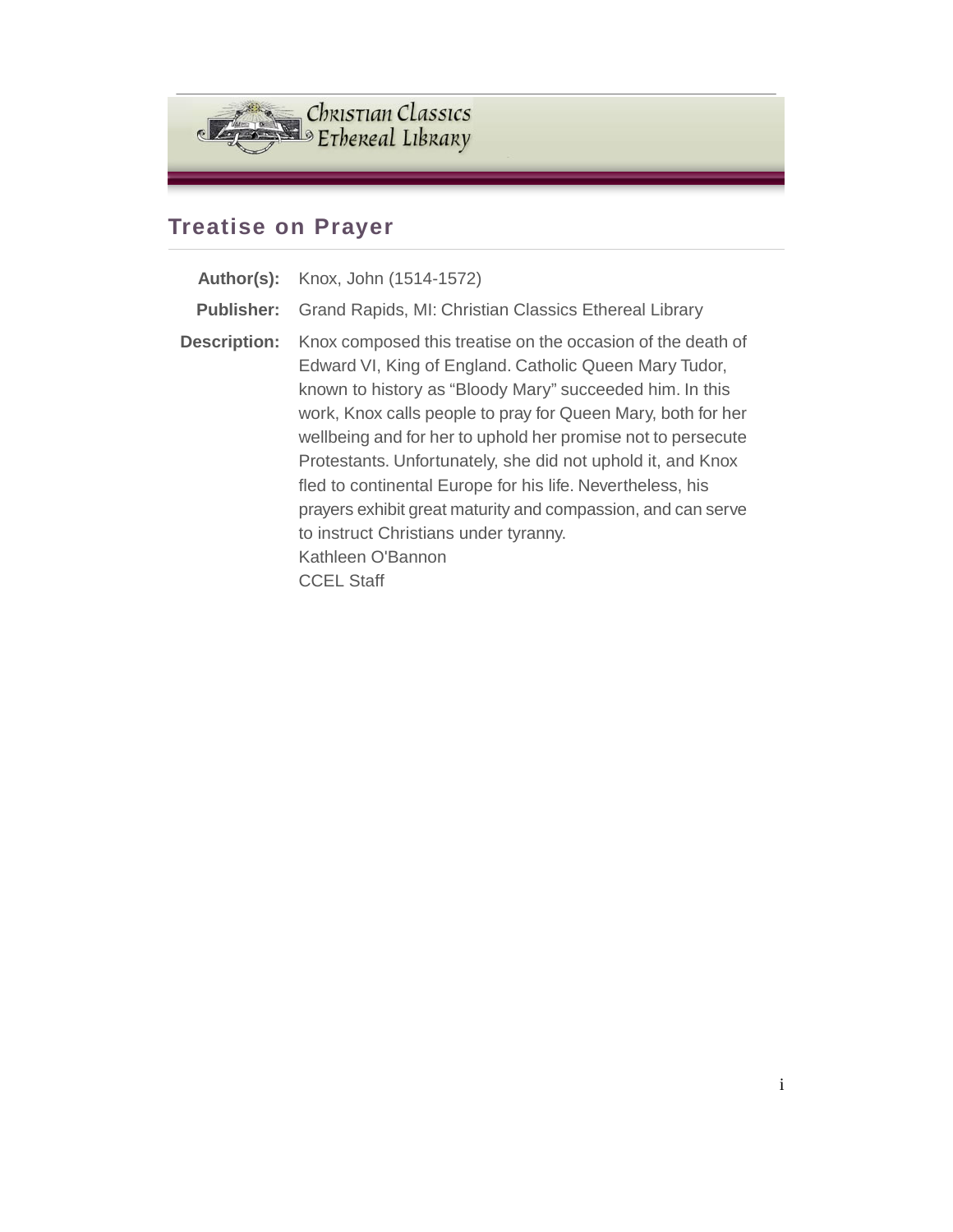# Treatise on Prayer

| | |
|---|---|
| **Author(s):** | Knox, John (1514-1572) |
| **Publisher:** | Grand Rapids, MI: Christian Classics Ethereal Library |
| **Description:** | Knox composed this treatise on the occasion of the death of Edward VI, King of England. Catholic Queen Mary Tudor, known to history as “Bloody Mary” succeeded him. In this work, Knox calls people to pray for Queen Mary, both for her wellbeing and for her to uphold her promise not to persecute Protestants. Unfortunately, she did not uphold it, and Knox fled to continental Europe for his life. Nevertheless, his prayers exhibit great maturity and compassion, and can serve to instruct Christians under tyranny.<br>Kathleen O'Bannon<br>CCEL Staff |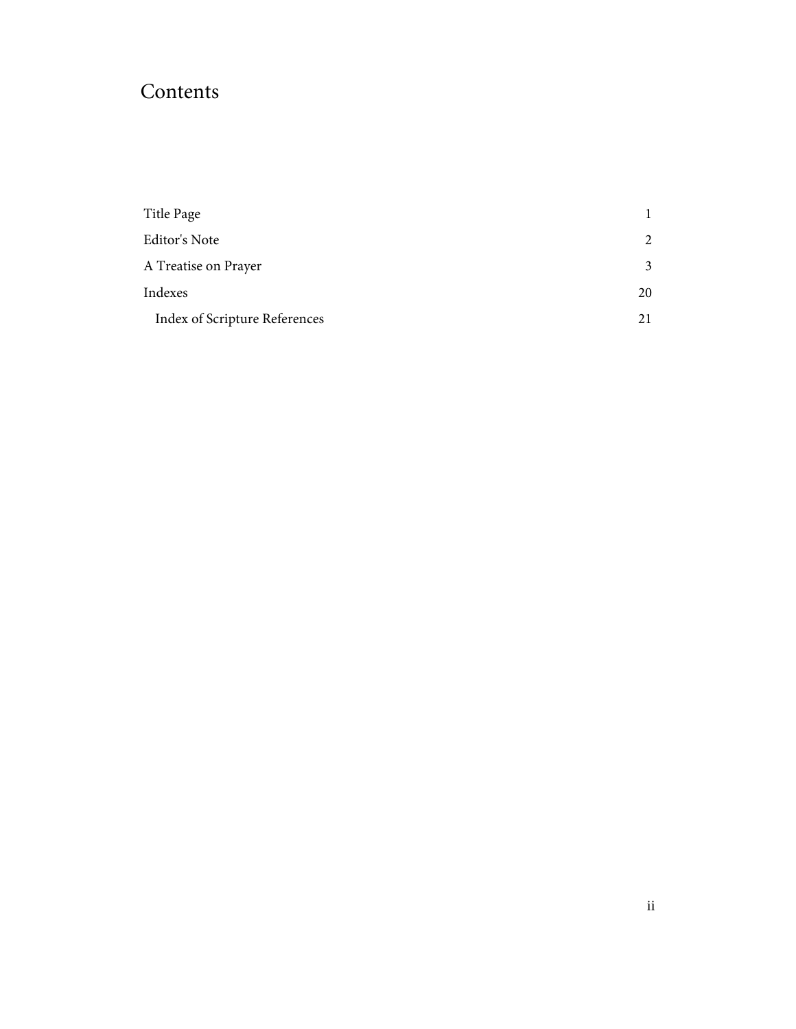# Contents

| | |
|---|---|
| Title Page | 1 |
| Editor's Note | 2 |
| A Treatise on Prayer | 3 |
| Indexes | 20 |
| Index of Scripture References | 21 |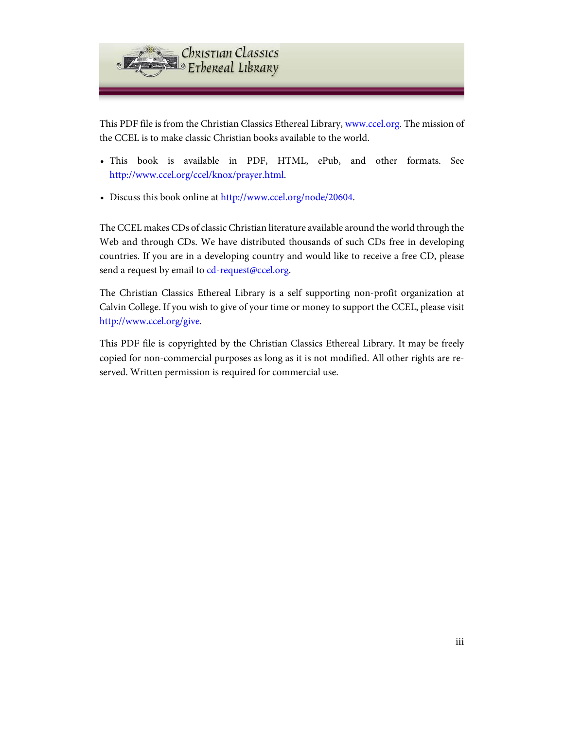This PDF file is from the Christian Classics Ethereal Library, www.ccel.org. The mission of the CCEL is to make classic Christian books available to the world.

- This book is available in PDF, HTML, ePub, and other formats. See http://www.ccel.org/ccel/knox/prayer.html.
- Discuss this book online at http://www.ccel.org/node/20604.

The CCEL makes CDs of classic Christian literature available around the world through the Web and through CDs. We have distributed thousands of such CDs free in developing countries. If you are in a developing country and would like to receive a free CD, please send a request by email to cd-request@ccel.org.

The Christian Classics Ethereal Library is a self supporting non-profit organization at Calvin College. If you wish to give of your time or money to support the CCEL, please visit http://www.ccel.org/give.

This PDF file is copyrighted by the Christian Classics Ethereal Library. It may be freely copied for non-commercial purposes as long as it is not modified. All other rights are reserved. Written permission is required for commercial use.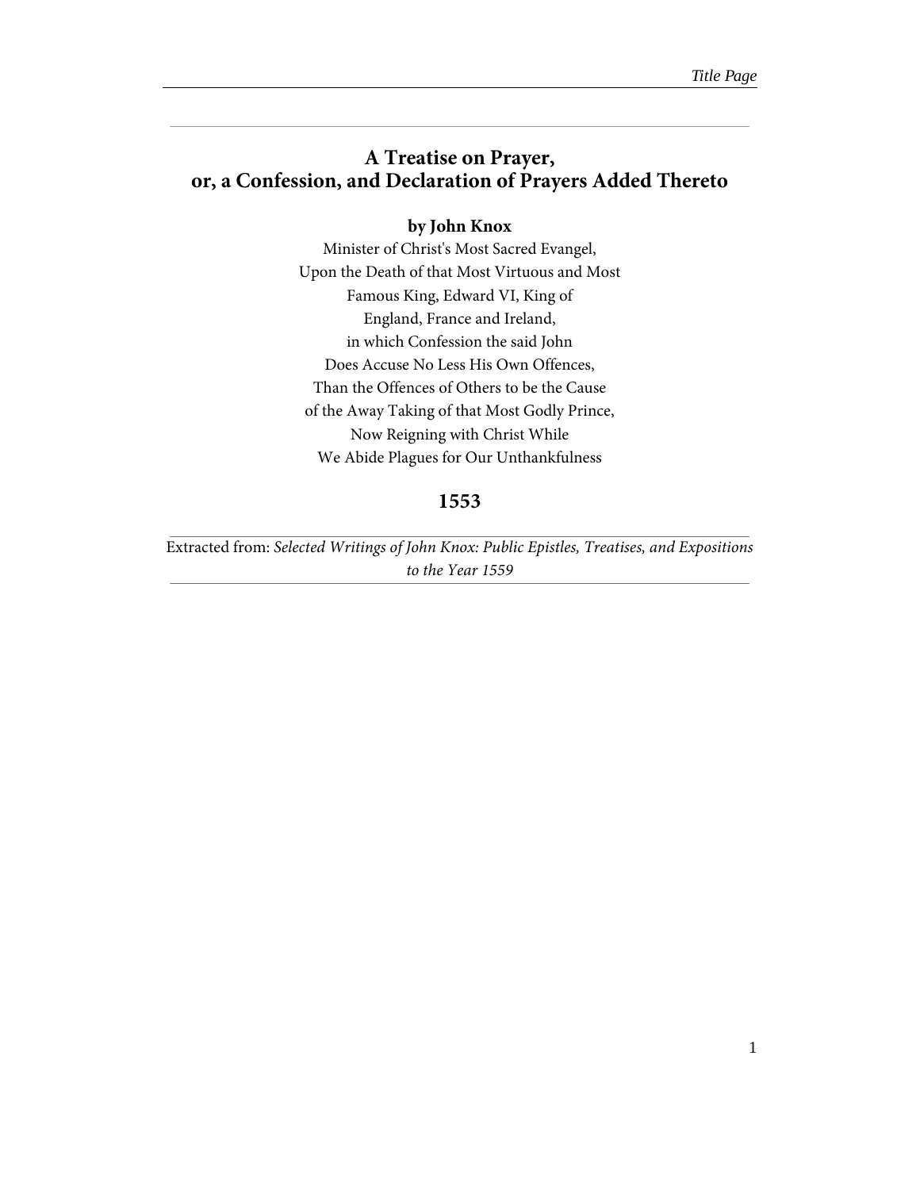# A Treatise on Prayer,
# or, a Confession, and Declaration of Prayers Added Thereto

**by John Knox**

Minister of Christ's Most Sacred Evangel,
Upon the Death of that Most Virtuous and Most
Famous King, Edward VI, King of
England, France and Ireland,
in which Confession the said John
Does Accuse No Less His Own Offences,
Than the Offences of Others to be the Cause
of the Away Taking of that Most Godly Prince,
Now Reigning with Christ While
We Abide Plagues for Our Unthankfulness

## 1553

Extracted from: *Selected Writings of John Knox: Public Epistles, Treatises, and Expositions to the Year 1559*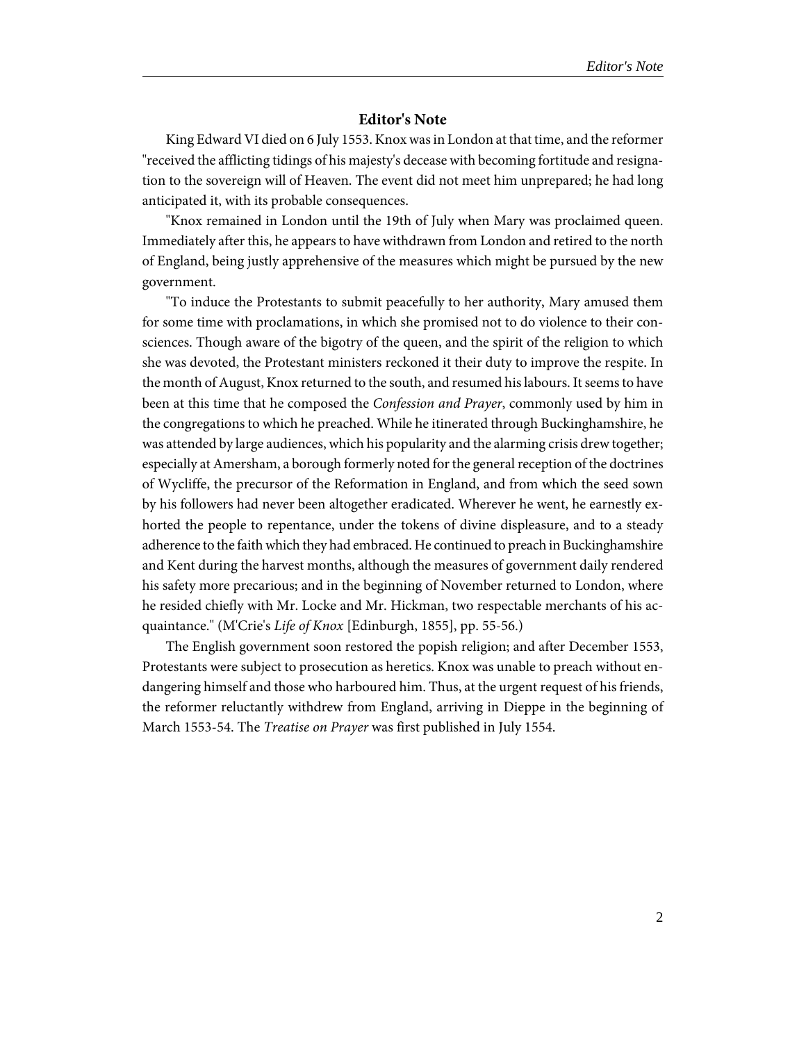## Editor's Note

King Edward VI died on 6 July 1553. Knox was in London at that time, and the reformer "received the afflicting tidings of his majesty's decease with becoming fortitude and resignation to the sovereign will of Heaven. The event did not meet him unprepared; he had long anticipated it, with its probable consequences.

"Knox remained in London until the 19th of July when Mary was proclaimed queen. Immediately after this, he appears to have withdrawn from London and retired to the north of England, being justly apprehensive of the measures which might be pursued by the new government.

"To induce the Protestants to submit peacefully to her authority, Mary amused them for some time with proclamations, in which she promised not to do violence to their consciences. Though aware of the bigotry of the queen, and the spirit of the religion to which she was devoted, the Protestant ministers reckoned it their duty to improve the respite. In the month of August, Knox returned to the south, and resumed his labours. It seems to have been at this time that he composed the *Confession and Prayer*, commonly used by him in the congregations to which he preached. While he itinerated through Buckinghamshire, he was attended by large audiences, which his popularity and the alarming crisis drew together; especially at Amersham, a borough formerly noted for the general reception of the doctrines of Wycliffe, the precursor of the Reformation in England, and from which the seed sown by his followers had never been altogether eradicated. Wherever he went, he earnestly exhorted the people to repentance, under the tokens of divine displeasure, and to a steady adherence to the faith which they had embraced. He continued to preach in Buckinghamshire and Kent during the harvest months, although the measures of government daily rendered his safety more precarious; and in the beginning of November returned to London, where he resided chiefly with Mr. Locke and Mr. Hickman, two respectable merchants of his acquaintance." (M'Crie's *Life of Knox* [Edinburgh, 1855], pp. 55-56.)

The English government soon restored the popish religion; and after December 1553, Protestants were subject to prosecution as heretics. Knox was unable to preach without endangering himself and those who harboured him. Thus, at the urgent request of his friends, the reformer reluctantly withdrew from England, arriving in Dieppe in the beginning of March 1553-54. The *Treatise on Prayer* was first published in July 1554.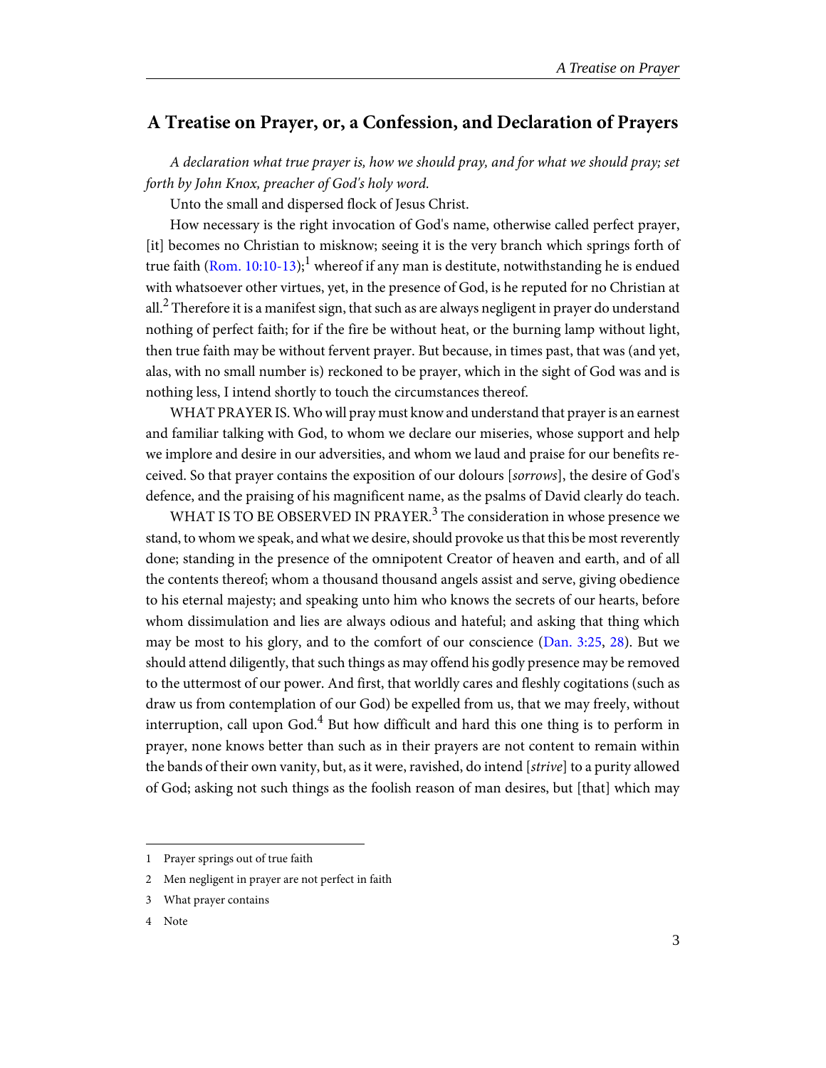## A Treatise on Prayer, or, a Confession, and Declaration of Prayers

*A declaration what true prayer is, how we should pray, and for what we should pray; set forth by John Knox, preacher of God's holy word.*

Unto the small and dispersed flock of Jesus Christ.

How necessary is the right invocation of God's name, otherwise called perfect prayer, [it] becomes no Christian to misknow; seeing it is the very branch which springs forth of true faith (Rom. 10:10-13);[1] whereof if any man is destitute, notwithstanding he is endued with whatsoever other virtues, yet, in the presence of God, is he reputed for no Christian at all.[2] Therefore it is a manifest sign, that such as are always negligent in prayer do understand nothing of perfect faith; for if the fire be without heat, or the burning lamp without light, then true faith may be without fervent prayer. But because, in times past, that was (and yet, alas, with no small number is) reckoned to be prayer, which in the sight of God was and is nothing less, I intend shortly to touch the circumstances thereof.

WHAT PRAYER IS. Who will pray must know and understand that prayer is an earnest and familiar talking with God, to whom we declare our miseries, whose support and help we implore and desire in our adversities, and whom we laud and praise for our benefits received. So that prayer contains the exposition of our dolours [*sorrows*], the desire of God's defence, and the praising of his magnificent name, as the psalms of David clearly do teach.

WHAT IS TO BE OBSERVED IN PRAYER.[3] The consideration in whose presence we stand, to whom we speak, and what we desire, should provoke us that this be most reverently done; standing in the presence of the omnipotent Creator of heaven and earth, and of all the contents thereof; whom a thousand thousand angels assist and serve, giving obedience to his eternal majesty; and speaking unto him who knows the secrets of our hearts, before whom dissimulation and lies are always odious and hateful; and asking that thing which may be most to his glory, and to the comfort of our conscience (Dan. 3:25, 28). But we should attend diligently, that such things as may offend his godly presence may be removed to the uttermost of our power. And first, that worldly cares and fleshly cogitations (such as draw us from contemplation of our God) be expelled from us, that we may freely, without interruption, call upon God.[4] But how difficult and hard this one thing is to perform in prayer, none knows better than such as in their prayers are not content to remain within the bands of their own vanity, but, as it were, ravished, do intend [*strive*] to a purity allowed of God; asking not such things as the foolish reason of man desires, but [that] which may

---

1 Prayer springs out of true faith

2 Men negligent in prayer are not perfect in faith

3 What prayer contains

4 Note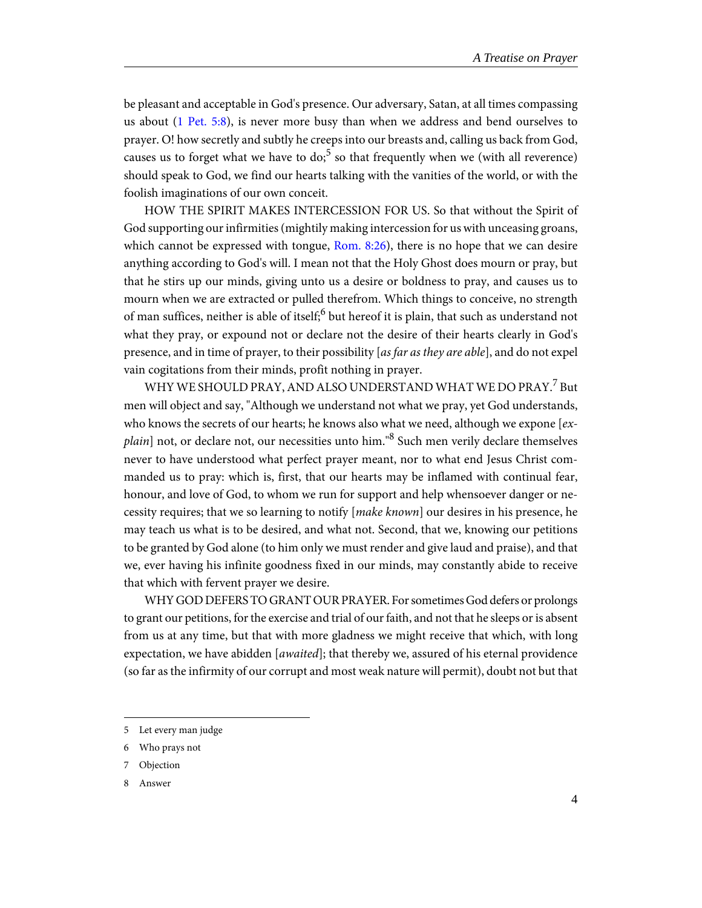be pleasant and acceptable in God's presence. Our adversary, Satan, at all times compassing us about (1 Pet. 5:8), is never more busy than when we address and bend ourselves to prayer. O! how secretly and subtly he creeps into our breasts and, calling us back from God, causes us to forget what we have to do;[5] so that frequently when we (with all reverence) should speak to God, we find our hearts talking with the vanities of the world, or with the foolish imaginations of our own conceit.

HOW THE SPIRIT MAKES INTERCESSION FOR US. So that without the Spirit of God supporting our infirmities (mightily making intercession for us with unceasing groans, which cannot be expressed with tongue, Rom. 8:26), there is no hope that we can desire anything according to God's will. I mean not that the Holy Ghost does mourn or pray, but that he stirs up our minds, giving unto us a desire or boldness to pray, and causes us to mourn when we are extracted or pulled therefrom. Which things to conceive, no strength of man suffices, neither is able of itself;[6] but hereof it is plain, that such as understand not what they pray, or expound not or declare not the desire of their hearts clearly in God's presence, and in time of prayer, to their possibility [*as far as they are able*], and do not expel vain cogitations from their minds, profit nothing in prayer.

WHY WE SHOULD PRAY, AND ALSO UNDERSTAND WHAT WE DO PRAY.[7] But men will object and say, "Although we understand not what we pray, yet God understands, who knows the secrets of our hearts; he knows also what we need, although we expone [*explain*] not, or declare not, our necessities unto him."[8] Such men verily declare themselves never to have understood what perfect prayer meant, nor to what end Jesus Christ commanded us to pray: which is, first, that our hearts may be inflamed with continual fear, honour, and love of God, to whom we run for support and help whensoever danger or necessity requires; that we so learning to notify [*make known*] our desires in his presence, he may teach us what is to be desired, and what not. Second, that we, knowing our petitions to be granted by God alone (to him only we must render and give laud and praise), and that we, ever having his infinite goodness fixed in our minds, may constantly abide to receive that which with fervent prayer we desire.

WHY GOD DEFERS TO GRANT OUR PRAYER. For sometimes God defers or prolongs to grant our petitions, for the exercise and trial of our faith, and not that he sleeps or is absent from us at any time, but that with more gladness we might receive that which, with long expectation, we have abidden [*awaited*]; that thereby we, assured of his eternal providence (so far as the infirmity of our corrupt and most weak nature will permit), doubt not but that

---

5 Let every man judge

6 Who prays not

7 Objection

8 Answer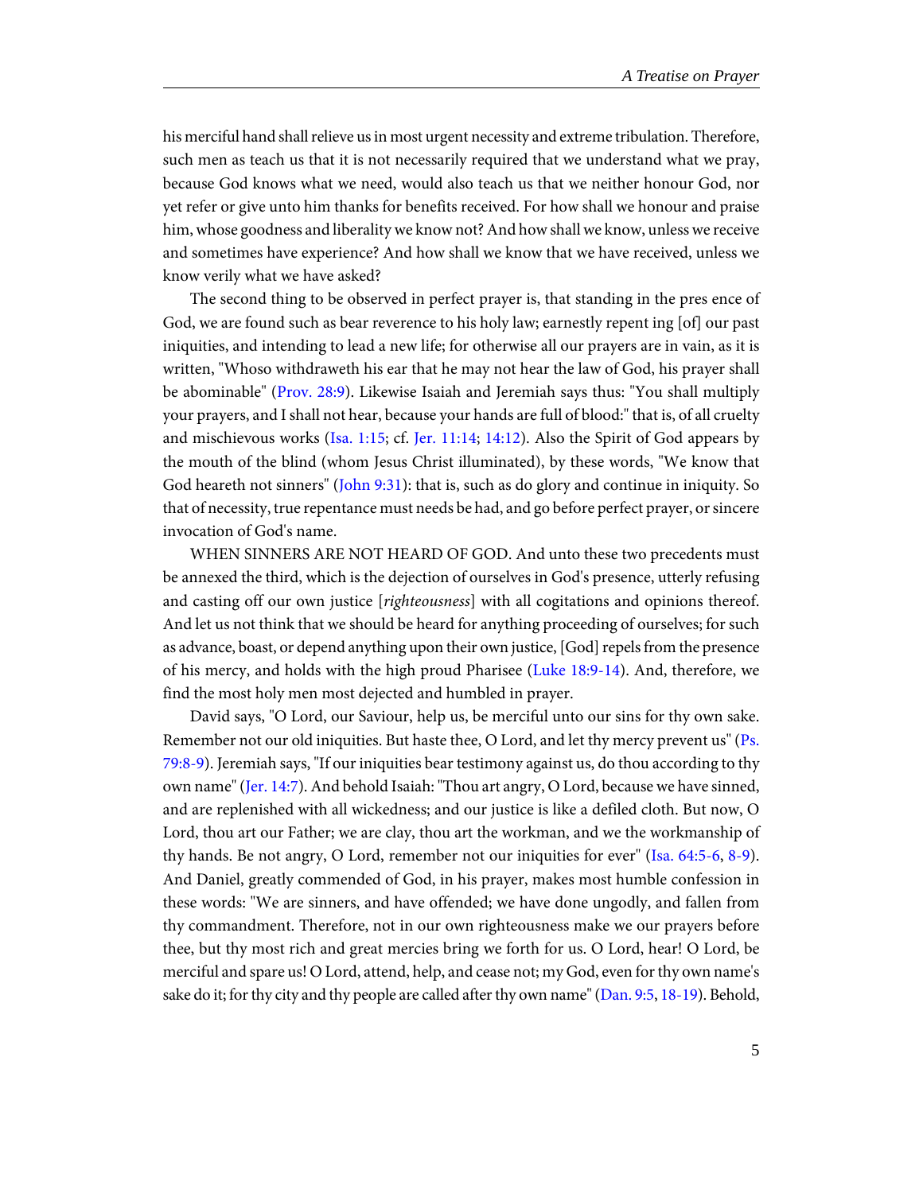his merciful hand shall relieve us in most urgent necessity and extreme tribulation. Therefore, such men as teach us that it is not necessarily required that we understand what we pray, because God knows what we need, would also teach us that we neither honour God, nor yet refer or give unto him thanks for benefits received. For how shall we honour and praise him, whose goodness and liberality we know not? And how shall we know, unless we receive and sometimes have experience? And how shall we know that we have received, unless we know verily what we have asked?

The second thing to be observed in perfect prayer is, that standing in the pres ence of God, we are found such as bear reverence to his holy law; earnestly repent ing [of] our past iniquities, and intending to lead a new life; for otherwise all our prayers are in vain, as it is written, "Whoso withdraweth his ear that he may not hear the law of God, his prayer shall be abominable" (Prov. 28:9). Likewise Isaiah and Jeremiah says thus: "You shall multiply your prayers, and I shall not hear, because your hands are full of blood:" that is, of all cruelty and mischievous works (Isa. 1:15; cf. Jer. 11:14; 14:12). Also the Spirit of God appears by the mouth of the blind (whom Jesus Christ illuminated), by these words, "We know that God heareth not sinners" (John 9:31): that is, such as do glory and continue in iniquity. So that of necessity, true repentance must needs be had, and go before perfect prayer, or sincere invocation of God's name.

WHEN SINNERS ARE NOT HEARD OF GOD. And unto these two precedents must be annexed the third, which is the dejection of ourselves in God's presence, utterly refusing and casting off our own justice [*righteousness*] with all cogitations and opinions thereof. And let us not think that we should be heard for anything proceeding of ourselves; for such as advance, boast, or depend anything upon their own justice, [God] repels from the presence of his mercy, and holds with the high proud Pharisee (Luke 18:9-14). And, therefore, we find the most holy men most dejected and humbled in prayer.

David says, "O Lord, our Saviour, help us, be merciful unto our sins for thy own sake. Remember not our old iniquities. But haste thee, O Lord, and let thy mercy prevent us" (Ps. 79:8-9). Jeremiah says, "If our iniquities bear testimony against us, do thou according to thy own name" (Jer. 14:7). And behold Isaiah: "Thou art angry, O Lord, because we have sinned, and are replenished with all wickedness; and our justice is like a defiled cloth. But now, O Lord, thou art our Father; we are clay, thou art the workman, and we the workmanship of thy hands. Be not angry, O Lord, remember not our iniquities for ever" (Isa. 64:5-6, 8-9). And Daniel, greatly commended of God, in his prayer, makes most humble confession in these words: "We are sinners, and have offended; we have done ungodly, and fallen from thy commandment. Therefore, not in our own righteousness make we our prayers before thee, but thy most rich and great mercies bring we forth for us. O Lord, hear! O Lord, be merciful and spare us! O Lord, attend, help, and cease not; my God, even for thy own name's sake do it; for thy city and thy people are called after thy own name" (Dan. 9:5, 18-19). Behold,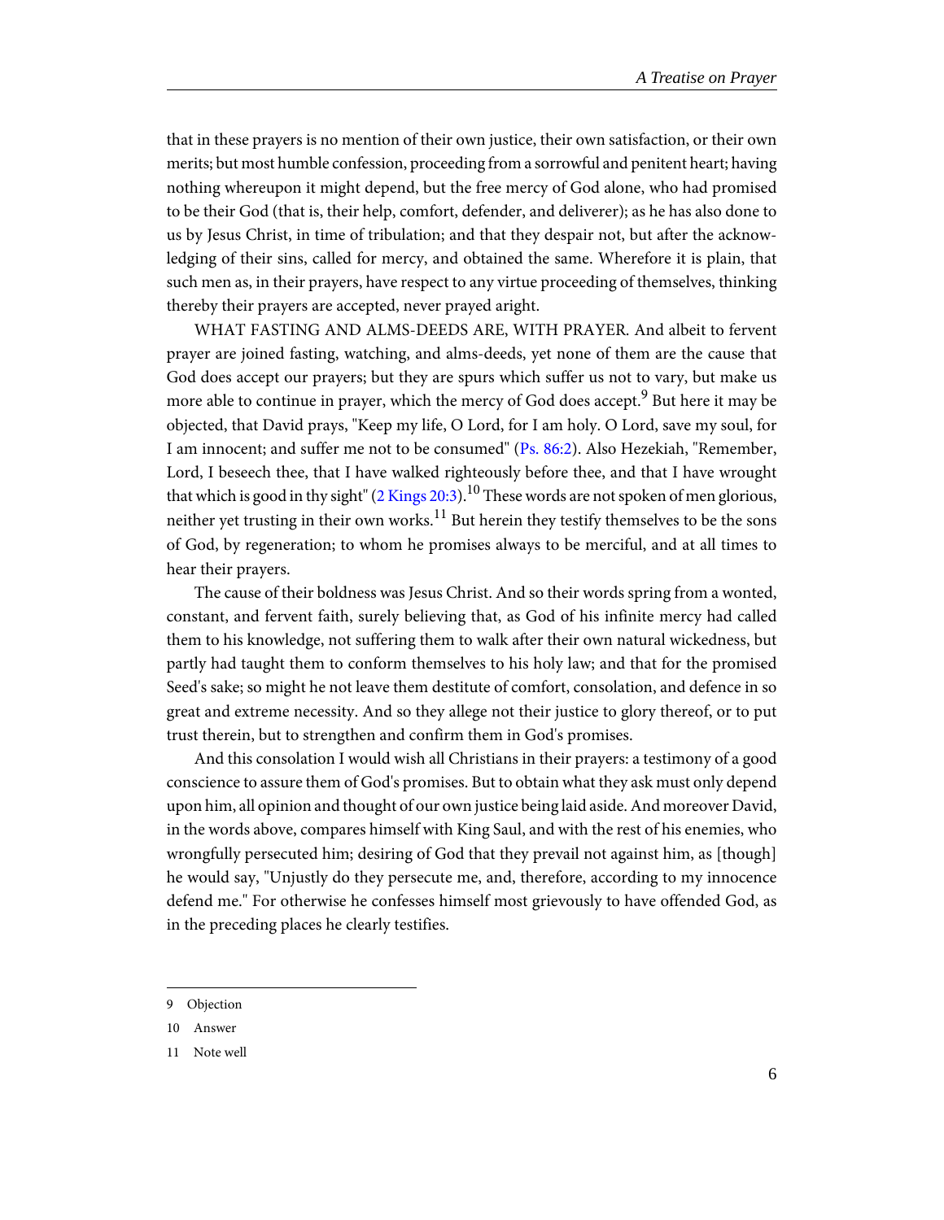that in these prayers is no mention of their own justice, their own satisfaction, or their own merits; but most humble confession, proceeding from a sorrowful and penitent heart; having nothing whereupon it might depend, but the free mercy of God alone, who had promised to be their God (that is, their help, comfort, defender, and deliverer); as he has also done to us by Jesus Christ, in time of tribulation; and that they despair not, but after the acknowledging of their sins, called for mercy, and obtained the same. Wherefore it is plain, that such men as, in their prayers, have respect to any virtue proceeding of themselves, thinking thereby their prayers are accepted, never prayed aright.

WHAT FASTING AND ALMS-DEEDS ARE, WITH PRAYER. And albeit to fervent prayer are joined fasting, watching, and alms-deeds, yet none of them are the cause that God does accept our prayers; but they are spurs which suffer us not to vary, but make us more able to continue in prayer, which the mercy of God does accept.[9] But here it may be objected, that David prays, "Keep my life, O Lord, for I am holy. O Lord, save my soul, for I am innocent; and suffer me not to be consumed" (Ps. 86:2). Also Hezekiah, "Remember, Lord, I beseech thee, that I have walked righteously before thee, and that I have wrought that which is good in thy sight" (2 Kings 20:3).[10] These words are not spoken of men glorious, neither yet trusting in their own works.[11] But herein they testify themselves to be the sons of God, by regeneration; to whom he promises always to be merciful, and at all times to hear their prayers.

The cause of their boldness was Jesus Christ. And so their words spring from a wonted, constant, and fervent faith, surely believing that, as God of his infinite mercy had called them to his knowledge, not suffering them to walk after their own natural wickedness, but partly had taught them to conform themselves to his holy law; and that for the promised Seed's sake; so might he not leave them destitute of comfort, consolation, and defence in so great and extreme necessity. And so they allege not their justice to glory thereof, or to put trust therein, but to strengthen and confirm them in God's promises.

And this consolation I would wish all Christians in their prayers: a testimony of a good conscience to assure them of God's promises. But to obtain what they ask must only depend upon him, all opinion and thought of our own justice being laid aside. And moreover David, in the words above, compares himself with King Saul, and with the rest of his enemies, who wrongfully persecuted him; desiring of God that they prevail not against him, as [though] he would say, "Unjustly do they persecute me, and, therefore, according to my innocence defend me." For otherwise he confesses himself most grievously to have offended God, as in the preceding places he clearly testifies.

---

9 Objection

10 Answer

11 Note well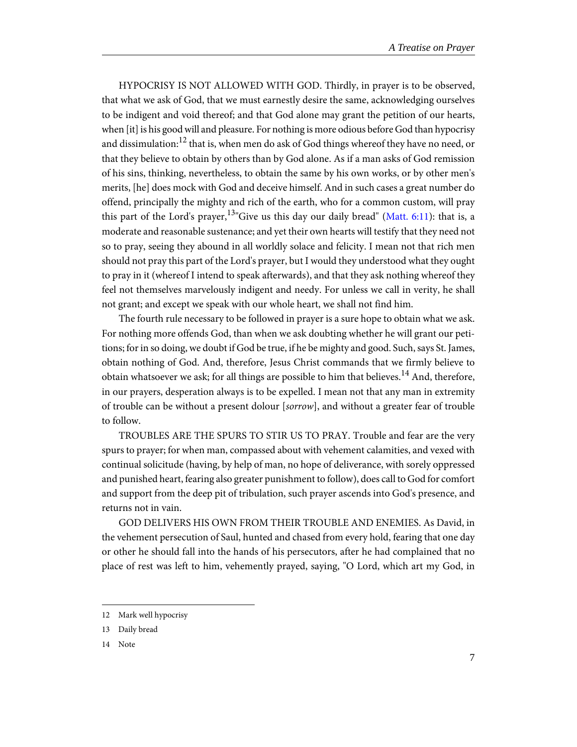HYPOCRISY IS NOT ALLOWED WITH GOD. Thirdly, in prayer is to be observed, that what we ask of God, that we must earnestly desire the same, acknowledging ourselves to be indigent and void thereof; and that God alone may grant the petition of our hearts, when [it] is his good will and pleasure. For nothing is more odious before God than hypocrisy and dissimulation:[12] that is, when men do ask of God things whereof they have no need, or that they believe to obtain by others than by God alone. As if a man asks of God remission of his sins, thinking, nevertheless, to obtain the same by his own works, or by other men's merits, [he] does mock with God and deceive himself. And in such cases a great number do offend, principally the mighty and rich of the earth, who for a common custom, will pray this part of the Lord's prayer,[13]"Give us this day our daily bread" (Matt. 6:11): that is, a moderate and reasonable sustenance; and yet their own hearts will testify that they need not so to pray, seeing they abound in all worldly solace and felicity. I mean not that rich men should not pray this part of the Lord's prayer, but I would they understood what they ought to pray in it (whereof I intend to speak afterwards), and that they ask nothing whereof they feel not themselves marvelously indigent and needy. For unless we call in verity, he shall not grant; and except we speak with our whole heart, we shall not find him.

The fourth rule necessary to be followed in prayer is a sure hope to obtain what we ask. For nothing more offends God, than when we ask doubting whether he will grant our petitions; for in so doing, we doubt if God be true, if he be mighty and good. Such, says St. James, obtain nothing of God. And, therefore, Jesus Christ commands that we firmly believe to obtain whatsoever we ask; for all things are possible to him that believes.[14] And, therefore, in our prayers, desperation always is to be expelled. I mean not that any man in extremity of trouble can be without a present dolour [*sorrow*], and without a greater fear of trouble to follow.

TROUBLES ARE THE SPURS TO STIR US TO PRAY. Trouble and fear are the very spurs to prayer; for when man, compassed about with vehement calamities, and vexed with continual solicitude (having, by help of man, no hope of deliverance, with sorely oppressed and punished heart, fearing also greater punishment to follow), does call to God for comfort and support from the deep pit of tribulation, such prayer ascends into God's presence, and returns not in vain.

GOD DELIVERS HIS OWN FROM THEIR TROUBLE AND ENEMIES. As David, in the vehement persecution of Saul, hunted and chased from every hold, fearing that one day or other he should fall into the hands of his persecutors, after he had complained that no place of rest was left to him, vehemently prayed, saying, "O Lord, which art my God, in

---

12 Mark well hypocrisy

13 Daily bread

14 Note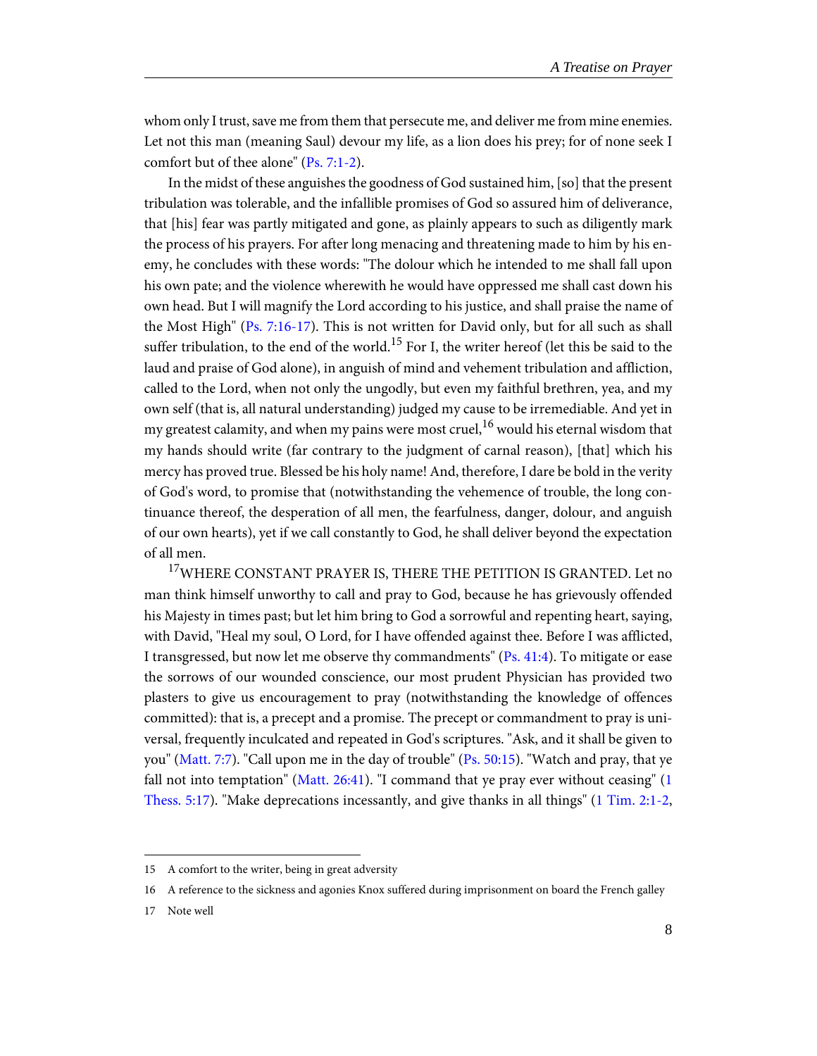whom only I trust, save me from them that persecute me, and deliver me from mine enemies. Let not this man (meaning Saul) devour my life, as a lion does his prey; for of none seek I comfort but of thee alone" (Ps. 7:1-2).

In the midst of these anguishes the goodness of God sustained him, [so] that the present tribulation was tolerable, and the infallible promises of God so assured him of deliverance, that [his] fear was partly mitigated and gone, as plainly appears to such as diligently mark the process of his prayers. For after long menacing and threatening made to him by his enemy, he concludes with these words: "The dolour which he intended to me shall fall upon his own pate; and the violence wherewith he would have oppressed me shall cast down his own head. But I will magnify the Lord according to his justice, and shall praise the name of the Most High" (Ps. 7:16-17). This is not written for David only, but for all such as shall suffer tribulation, to the end of the world.[15] For I, the writer hereof (let this be said to the laud and praise of God alone), in anguish of mind and vehement tribulation and affliction, called to the Lord, when not only the ungodly, but even my faithful brethren, yea, and my own self (that is, all natural understanding) judged my cause to be irremediable. And yet in my greatest calamity, and when my pains were most cruel,[16] would his eternal wisdom that my hands should write (far contrary to the judgment of carnal reason), [that] which his mercy has proved true. Blessed be his holy name! And, therefore, I dare be bold in the verity of God's word, to promise that (notwithstanding the vehemence of trouble, the long continuance thereof, the desperation of all men, the fearfulness, danger, dolour, and anguish of our own hearts), yet if we call constantly to God, he shall deliver beyond the expectation of all men.

[17]WHERE CONSTANT PRAYER IS, THERE THE PETITION IS GRANTED. Let no man think himself unworthy to call and pray to God, because he has grievously offended his Majesty in times past; but let him bring to God a sorrowful and repenting heart, saying, with David, "Heal my soul, O Lord, for I have offended against thee. Before I was afflicted, I transgressed, but now let me observe thy commandments" (Ps. 41:4). To mitigate or ease the sorrows of our wounded conscience, our most prudent Physician has provided two plasters to give us encouragement to pray (notwithstanding the knowledge of offences committed): that is, a precept and a promise. The precept or commandment to pray is universal, frequently inculcated and repeated in God's scriptures. "Ask, and it shall be given to you" (Matt. 7:7). "Call upon me in the day of trouble" (Ps. 50:15). "Watch and pray, that ye fall not into temptation" (Matt. 26:41). "I command that ye pray ever without ceasing" (1 Thess. 5:17). "Make deprecations incessantly, and give thanks in all things" (1 Tim. 2:1-2,

---

15 A comfort to the writer, being in great adversity

16 A reference to the sickness and agonies Knox suffered during imprisonment on board the French galley

17 Note well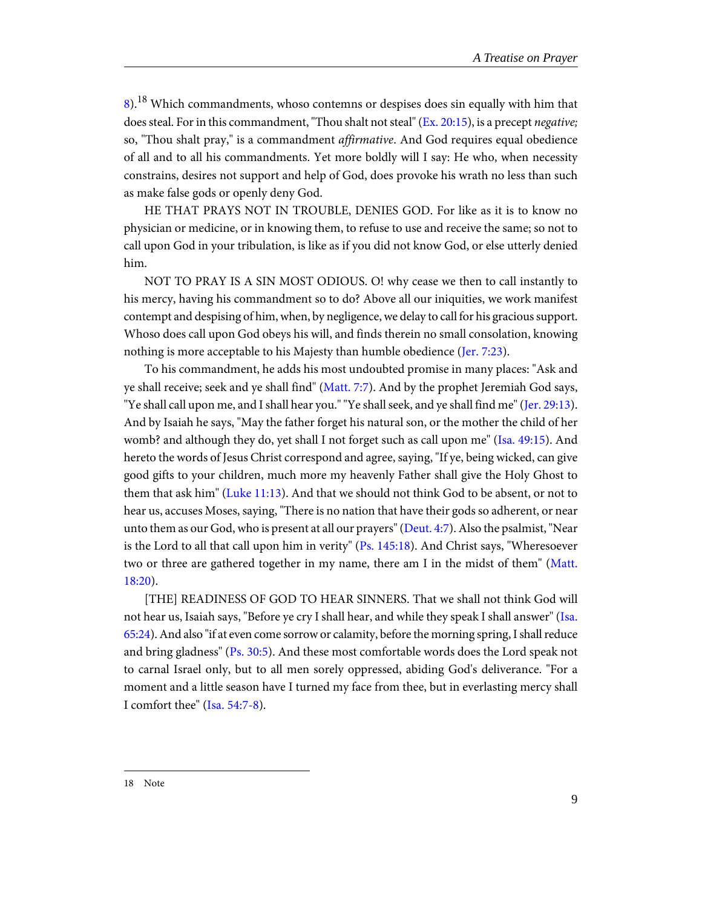8).[18] Which commandments, whoso contemns or despises does sin equally with him that does steal. For in this commandment, "Thou shalt not steal" (Ex. 20:15), is a precept *negative;* so, "Thou shalt pray," is a commandment *affirmative*. And God requires equal obedience of all and to all his commandments. Yet more boldly will I say: He who, when necessity constrains, desires not support and help of God, does provoke his wrath no less than such as make false gods or openly deny God.

HE THAT PRAYS NOT IN TROUBLE, DENIES GOD. For like as it is to know no physician or medicine, or in knowing them, to refuse to use and receive the same; so not to call upon God in your tribulation, is like as if you did not know God, or else utterly denied him.

NOT TO PRAY IS A SIN MOST ODIOUS. O! why cease we then to call instantly to his mercy, having his commandment so to do? Above all our iniquities, we work manifest contempt and despising of him, when, by negligence, we delay to call for his gracious support. Whoso does call upon God obeys his will, and finds therein no small consolation, knowing nothing is more acceptable to his Majesty than humble obedience (Jer. 7:23).

To his commandment, he adds his most undoubted promise in many places: "Ask and ye shall receive; seek and ye shall find" (Matt. 7:7). And by the prophet Jeremiah God says, "Ye shall call upon me, and I shall hear you." "Ye shall seek, and ye shall find me" (Jer. 29:13). And by Isaiah he says, "May the father forget his natural son, or the mother the child of her womb? and although they do, yet shall I not forget such as call upon me" (Isa. 49:15). And hereto the words of Jesus Christ correspond and agree, saying, "If ye, being wicked, can give good gifts to your children, much more my heavenly Father shall give the Holy Ghost to them that ask him" (Luke 11:13). And that we should not think God to be absent, or not to hear us, accuses Moses, saying, "There is no nation that have their gods so adherent, or near unto them as our God, who is present at all our prayers" (Deut. 4:7). Also the psalmist, "Near is the Lord to all that call upon him in verity" (Ps. 145:18). And Christ says, "Wheresoever two or three are gathered together in my name, there am I in the midst of them" (Matt. 18:20).

[THE] READINESS OF GOD TO HEAR SINNERS. That we shall not think God will not hear us, Isaiah says, "Before ye cry I shall hear, and while they speak I shall answer" (Isa. 65:24). And also "if at even come sorrow or calamity, before the morning spring, I shall reduce and bring gladness" (Ps. 30:5). And these most comfortable words does the Lord speak not to carnal Israel only, but to all men sorely oppressed, abiding God's deliverance. "For a moment and a little season have I turned my face from thee, but in everlasting mercy shall I comfort thee" (Isa. 54:7-8).

---

18 Note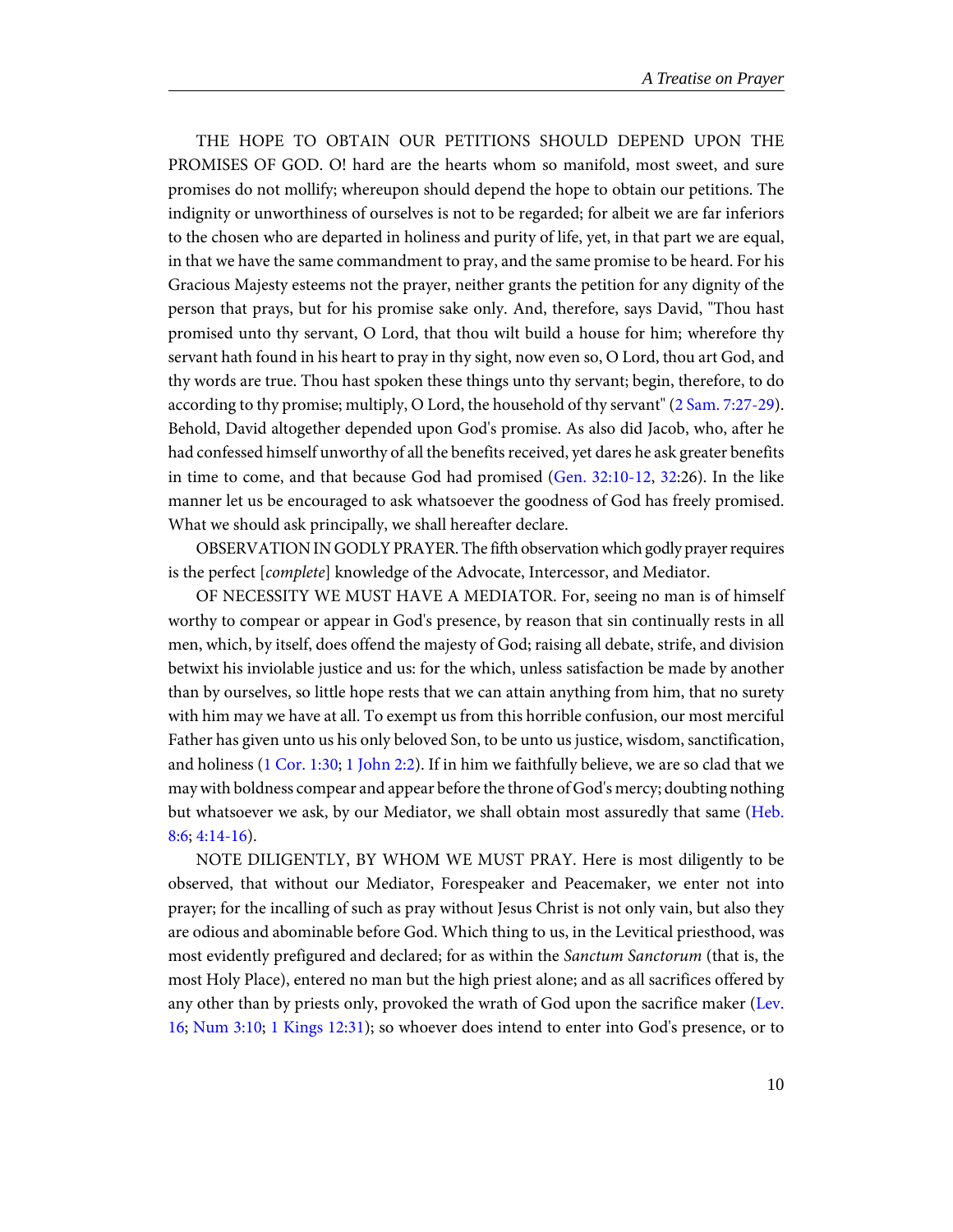THE HOPE TO OBTAIN OUR PETITIONS SHOULD DEPEND UPON THE PROMISES OF GOD. O! hard are the hearts whom so manifold, most sweet, and sure promises do not mollify; whereupon should depend the hope to obtain our petitions. The indignity or unworthiness of ourselves is not to be regarded; for albeit we are far inferiors to the chosen who are departed in holiness and purity of life, yet, in that part we are equal, in that we have the same commandment to pray, and the same promise to be heard. For his Gracious Majesty esteems not the prayer, neither grants the petition for any dignity of the person that prays, but for his promise sake only. And, therefore, says David, "Thou hast promised unto thy servant, O Lord, that thou wilt build a house for him; wherefore thy servant hath found in his heart to pray in thy sight, now even so, O Lord, thou art God, and thy words are true. Thou hast spoken these things unto thy servant; begin, therefore, to do according to thy promise; multiply, O Lord, the household of thy servant" (2 Sam. 7:27-29). Behold, David altogether depended upon God's promise. As also did Jacob, who, after he had confessed himself unworthy of all the benefits received, yet dares he ask greater benefits in time to come, and that because God had promised (Gen. 32:10-12, 32:26). In the like manner let us be encouraged to ask whatsoever the goodness of God has freely promised. What we should ask principally, we shall hereafter declare.

OBSERVATION IN GODLY PRAYER. The fifth observation which godly prayer requires is the perfect [*complete*] knowledge of the Advocate, Intercessor, and Mediator.

OF NECESSITY WE MUST HAVE A MEDIATOR. For, seeing no man is of himself worthy to compear or appear in God's presence, by reason that sin continually rests in all men, which, by itself, does offend the majesty of God; raising all debate, strife, and division betwixt his inviolable justice and us: for the which, unless satisfaction be made by another than by ourselves, so little hope rests that we can attain anything from him, that no surety with him may we have at all. To exempt us from this horrible confusion, our most merciful Father has given unto us his only beloved Son, to be unto us justice, wisdom, sanctification, and holiness (1 Cor. 1:30; 1 John 2:2). If in him we faithfully believe, we are so clad that we may with boldness compear and appear before the throne of God's mercy; doubting nothing but whatsoever we ask, by our Mediator, we shall obtain most assuredly that same (Heb. 8:6; 4:14-16).

NOTE DILIGENTLY, BY WHOM WE MUST PRAY. Here is most diligently to be observed, that without our Mediator, Forespeaker and Peacemaker, we enter not into prayer; for the incalling of such as pray without Jesus Christ is not only vain, but also they are odious and abominable before God. Which thing to us, in the Levitical priesthood, was most evidently prefigured and declared; for as within the *Sanctum Sanctorum* (that is, the most Holy Place), entered no man but the high priest alone; and as all sacrifices offered by any other than by priests only, provoked the wrath of God upon the sacrifice maker (Lev. 16; Num 3:10; 1 Kings 12:31); so whoever does intend to enter into God's presence, or to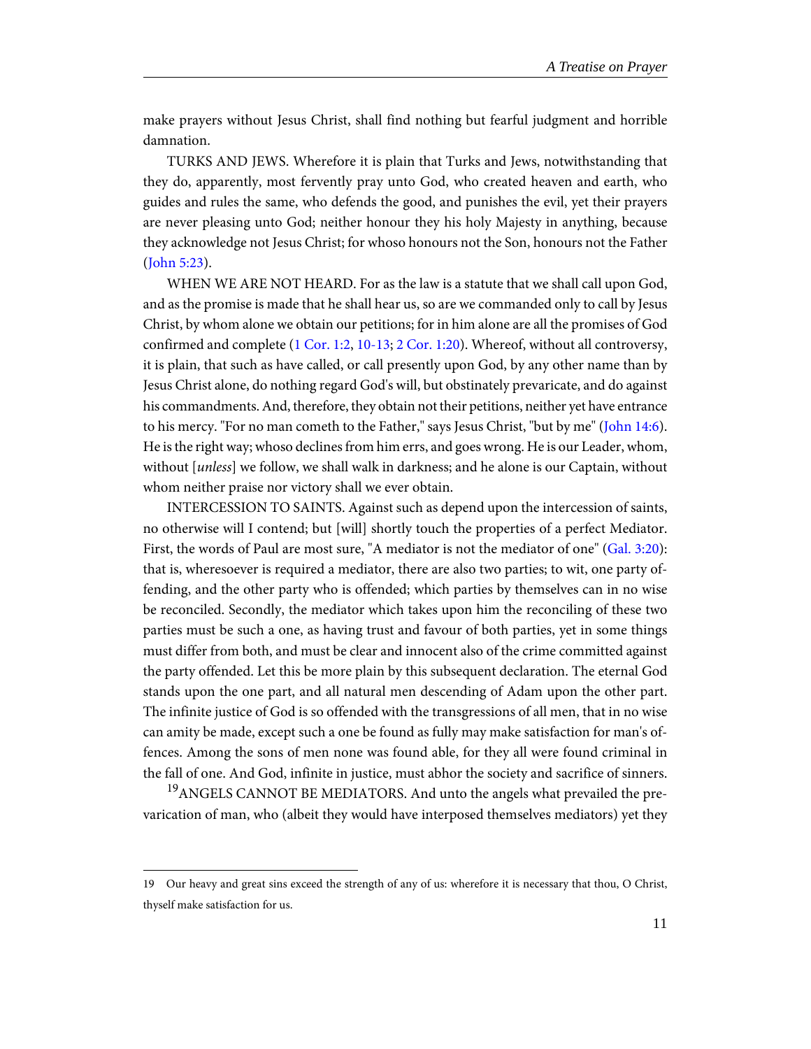make prayers without Jesus Christ, shall find nothing but fearful judgment and horrible damnation.

TURKS AND JEWS. Wherefore it is plain that Turks and Jews, notwithstanding that they do, apparently, most fervently pray unto God, who created heaven and earth, who guides and rules the same, who defends the good, and punishes the evil, yet their prayers are never pleasing unto God; neither honour they his holy Majesty in anything, because they acknowledge not Jesus Christ; for whoso honours not the Son, honours not the Father (John 5:23).

WHEN WE ARE NOT HEARD. For as the law is a statute that we shall call upon God, and as the promise is made that he shall hear us, so are we commanded only to call by Jesus Christ, by whom alone we obtain our petitions; for in him alone are all the promises of God confirmed and complete (1 Cor. 1:2, 10-13; 2 Cor. 1:20). Whereof, without all controversy, it is plain, that such as have called, or call presently upon God, by any other name than by Jesus Christ alone, do nothing regard God's will, but obstinately prevaricate, and do against his commandments. And, therefore, they obtain not their petitions, neither yet have entrance to his mercy. "For no man cometh to the Father," says Jesus Christ, "but by me" (John 14:6). He is the right way; whoso declines from him errs, and goes wrong. He is our Leader, whom, without [*unless*] we follow, we shall walk in darkness; and he alone is our Captain, without whom neither praise nor victory shall we ever obtain.

INTERCESSION TO SAINTS. Against such as depend upon the intercession of saints, no otherwise will I contend; but [will] shortly touch the properties of a perfect Mediator. First, the words of Paul are most sure, "A mediator is not the mediator of one" (Gal. 3:20): that is, wheresoever is required a mediator, there are also two parties; to wit, one party offending, and the other party who is offended; which parties by themselves can in no wise be reconciled. Secondly, the mediator which takes upon him the reconciling of these two parties must be such a one, as having trust and favour of both parties, yet in some things must differ from both, and must be clear and innocent also of the crime committed against the party offended. Let this be more plain by this subsequent declaration. The eternal God stands upon the one part, and all natural men descending of Adam upon the other part. The infinite justice of God is so offended with the transgressions of all men, that in no wise can amity be made, except such a one be found as fully may make satisfaction for man's offences. Among the sons of men none was found able, for they all were found criminal in the fall of one. And God, infinite in justice, must abhor the society and sacrifice of sinners.

[19]ANGELS CANNOT BE MEDIATORS. And unto the angels what prevailed the prevarication of man, who (albeit they would have interposed themselves mediators) yet they

---

19 Our heavy and great sins exceed the strength of any of us: wherefore it is necessary that thou, O Christ, thyself make satisfaction for us.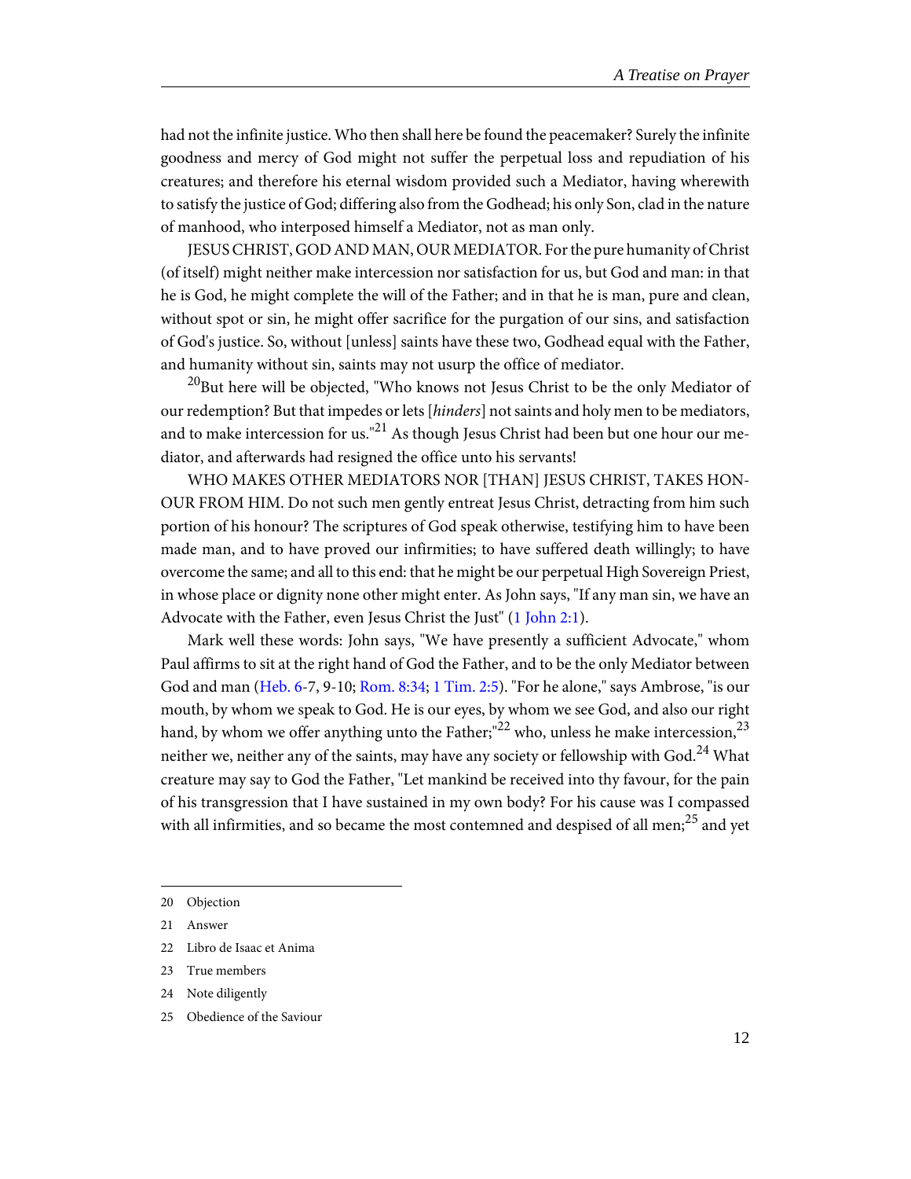had not the infinite justice. Who then shall here be found the peacemaker? Surely the infinite goodness and mercy of God might not suffer the perpetual loss and repudiation of his creatures; and therefore his eternal wisdom provided such a Mediator, having wherewith to satisfy the justice of God; differing also from the Godhead; his only Son, clad in the nature of manhood, who interposed himself a Mediator, not as man only.

JESUS CHRIST, GOD AND MAN, OUR MEDIATOR. For the pure humanity of Christ (of itself) might neither make intercession nor satisfaction for us, but God and man: in that he is God, he might complete the will of the Father; and in that he is man, pure and clean, without spot or sin, he might offer sacrifice for the purgation of our sins, and satisfaction of God's justice. So, without [unless] saints have these two, Godhead equal with the Father, and humanity without sin, saints may not usurp the office of mediator.

[20]But here will be objected, "Who knows not Jesus Christ to be the only Mediator of our redemption? But that impedes or lets [*hinders*] not saints and holy men to be mediators, and to make intercession for us."[21] As though Jesus Christ had been but one hour our mediator, and afterwards had resigned the office unto his servants!

WHO MAKES OTHER MEDIATORS NOR [THAN] JESUS CHRIST, TAKES HONOUR FROM HIM. Do not such men gently entreat Jesus Christ, detracting from him such portion of his honour? The scriptures of God speak otherwise, testifying him to have been made man, and to have proved our infirmities; to have suffered death willingly; to have overcome the same; and all to this end: that he might be our perpetual High Sovereign Priest, in whose place or dignity none other might enter. As John says, "If any man sin, we have an Advocate with the Father, even Jesus Christ the Just" (1 John 2:1).

Mark well these words: John says, "We have presently a sufficient Advocate," whom Paul affirms to sit at the right hand of God the Father, and to be the only Mediator between God and man (Heb. 6-7, 9-10; Rom. 8:34; 1 Tim. 2:5). "For he alone," says Ambrose, "is our mouth, by whom we speak to God. He is our eyes, by whom we see God, and also our right hand, by whom we offer anything unto the Father;"[22] who, unless he make intercession,[23] neither we, neither any of the saints, may have any society or fellowship with God.[24] What creature may say to God the Father, "Let mankind be received into thy favour, for the pain of his transgression that I have sustained in my own body? For his cause was I compassed with all infirmities, and so became the most contemned and despised of all men;[25] and yet

---

20 Objection

21 Answer

22 Libro de Isaac et Anima

23 True members

24 Note diligently

25 Obedience of the Saviour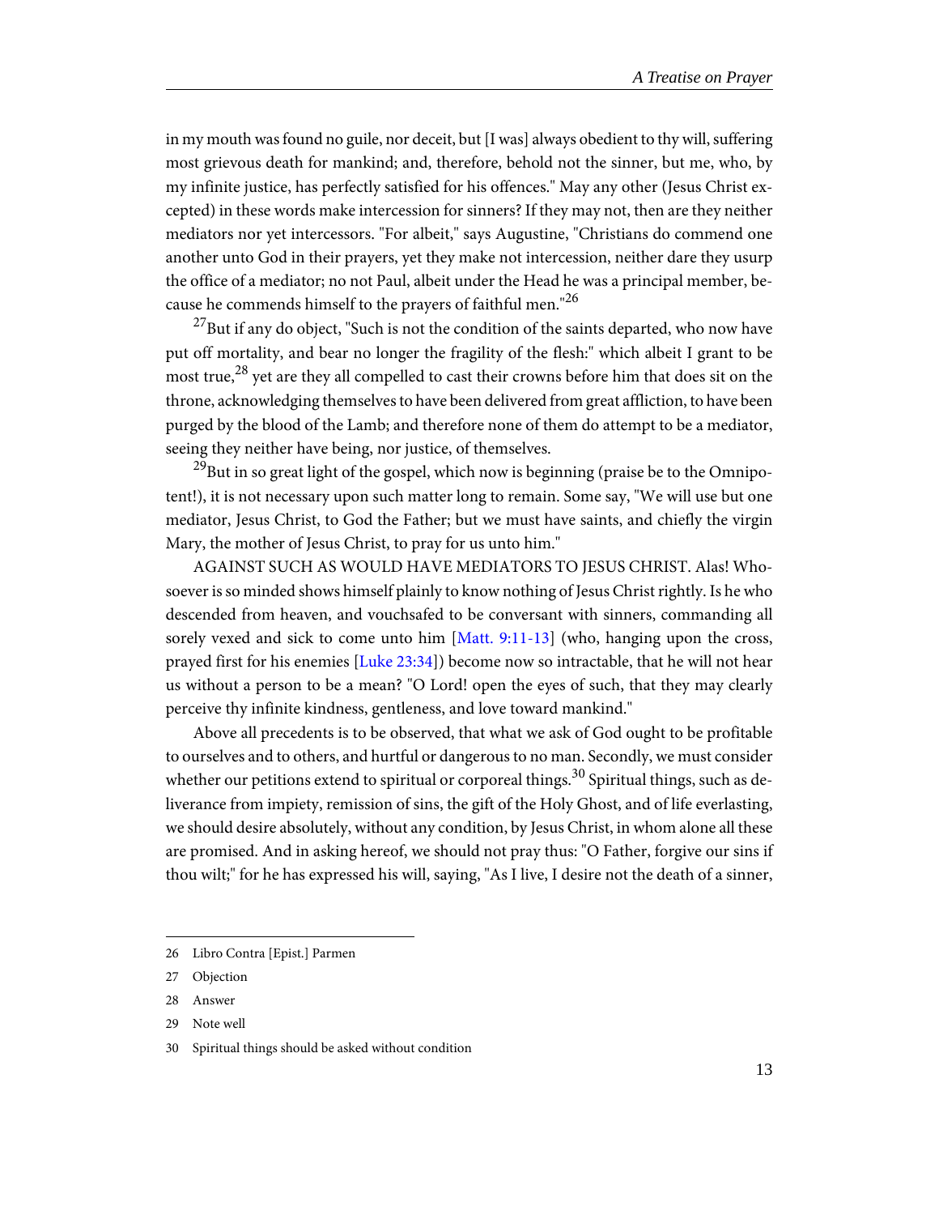in my mouth was found no guile, nor deceit, but [I was] always obedient to thy will, suffering most grievous death for mankind; and, therefore, behold not the sinner, but me, who, by my infinite justice, has perfectly satisfied for his offences." May any other (Jesus Christ excepted) in these words make intercession for sinners? If they may not, then are they neither mediators nor yet intercessors. "For albeit," says Augustine, "Christians do commend one another unto God in their prayers, yet they make not intercession, neither dare they usurp the office of a mediator; no not Paul, albeit under the Head he was a principal member, because he commends himself to the prayers of faithful men."[26]

[27]But if any do object, "Such is not the condition of the saints departed, who now have put off mortality, and bear no longer the fragility of the flesh:" which albeit I grant to be most true,[28] yet are they all compelled to cast their crowns before him that does sit on the throne, acknowledging themselves to have been delivered from great affliction, to have been purged by the blood of the Lamb; and therefore none of them do attempt to be a mediator, seeing they neither have being, nor justice, of themselves.

[29]But in so great light of the gospel, which now is beginning (praise be to the Omnipotent!), it is not necessary upon such matter long to remain. Some say, "We will use but one mediator, Jesus Christ, to God the Father; but we must have saints, and chiefly the virgin Mary, the mother of Jesus Christ, to pray for us unto him."

AGAINST SUCH AS WOULD HAVE MEDIATORS TO JESUS CHRIST. Alas! Whosoever is so minded shows himself plainly to know nothing of Jesus Christ rightly. Is he who descended from heaven, and vouchsafed to be conversant with sinners, commanding all sorely vexed and sick to come unto him [Matt. 9:11-13] (who, hanging upon the cross, prayed first for his enemies [Luke 23:34]) become now so intractable, that he will not hear us without a person to be a mean? "O Lord! open the eyes of such, that they may clearly perceive thy infinite kindness, gentleness, and love toward mankind."

Above all precedents is to be observed, that what we ask of God ought to be profitable to ourselves and to others, and hurtful or dangerous to no man. Secondly, we must consider whether our petitions extend to spiritual or corporeal things.[30] Spiritual things, such as deliverance from impiety, remission of sins, the gift of the Holy Ghost, and of life everlasting, we should desire absolutely, without any condition, by Jesus Christ, in whom alone all these are promised. And in asking hereof, we should not pray thus: "O Father, forgive our sins if thou wilt;" for he has expressed his will, saying, "As I live, I desire not the death of a sinner,

---

26 Libro Contra [Epist.] Parmen

27 Objection

28 Answer

29 Note well

30 Spiritual things should be asked without condition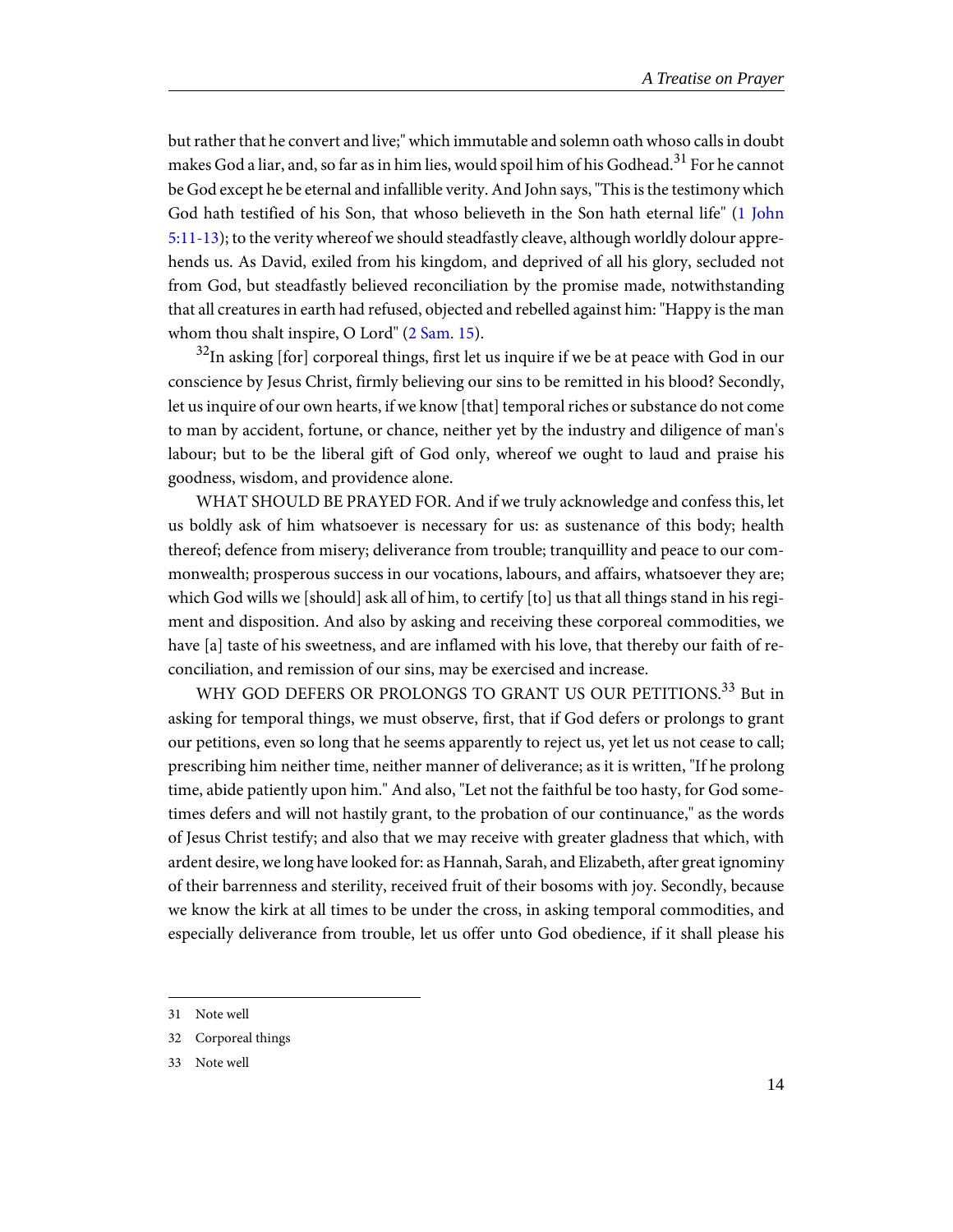but rather that he convert and live;" which immutable and solemn oath whoso calls in doubt makes God a liar, and, so far as in him lies, would spoil him of his Godhead.[31] For he cannot be God except he be eternal and infallible verity. And John says, "This is the testimony which God hath testified of his Son, that whoso believeth in the Son hath eternal life" (1 John 5:11-13); to the verity whereof we should steadfastly cleave, although worldly dolour apprehends us. As David, exiled from his kingdom, and deprived of all his glory, secluded not from God, but steadfastly believed reconciliation by the promise made, notwithstanding that all creatures in earth had refused, objected and rebelled against him: "Happy is the man whom thou shalt inspire, O Lord" (2 Sam. 15).

[32]In asking [for] corporeal things, first let us inquire if we be at peace with God in our conscience by Jesus Christ, firmly believing our sins to be remitted in his blood? Secondly, let us inquire of our own hearts, if we know [that] temporal riches or substance do not come to man by accident, fortune, or chance, neither yet by the industry and diligence of man's labour; but to be the liberal gift of God only, whereof we ought to laud and praise his goodness, wisdom, and providence alone.

WHAT SHOULD BE PRAYED FOR. And if we truly acknowledge and confess this, let us boldly ask of him whatsoever is necessary for us: as sustenance of this body; health thereof; defence from misery; deliverance from trouble; tranquillity and peace to our commonwealth; prosperous success in our vocations, labours, and affairs, whatsoever they are; which God wills we [should] ask all of him, to certify [to] us that all things stand in his regiment and disposition. And also by asking and receiving these corporeal commodities, we have [a] taste of his sweetness, and are inflamed with his love, that thereby our faith of reconciliation, and remission of our sins, may be exercised and increase.

WHY GOD DEFERS OR PROLONGS TO GRANT US OUR PETITIONS.[33] But in asking for temporal things, we must observe, first, that if God defers or prolongs to grant our petitions, even so long that he seems apparently to reject us, yet let us not cease to call; prescribing him neither time, neither manner of deliverance; as it is written, "If he prolong time, abide patiently upon him." And also, "Let not the faithful be too hasty, for God sometimes defers and will not hastily grant, to the probation of our continuance," as the words of Jesus Christ testify; and also that we may receive with greater gladness that which, with ardent desire, we long have looked for: as Hannah, Sarah, and Elizabeth, after great ignominy of their barrenness and sterility, received fruit of their bosoms with joy. Secondly, because we know the kirk at all times to be under the cross, in asking temporal commodities, and especially deliverance from trouble, let us offer unto God obedience, if it shall please his

---

31 Note well

32 Corporeal things

33 Note well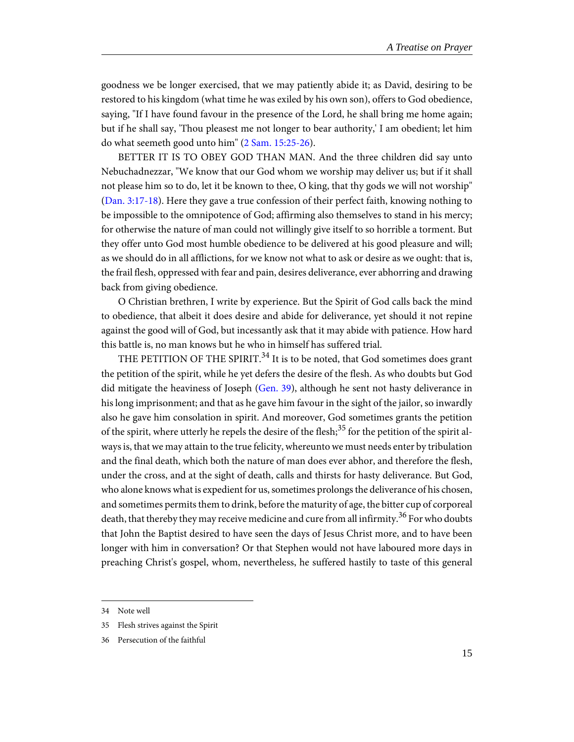goodness we be longer exercised, that we may patiently abide it; as David, desiring to be restored to his kingdom (what time he was exiled by his own son), offers to God obedience, saying, "If I have found favour in the presence of the Lord, he shall bring me home again; but if he shall say, 'Thou pleasest me not longer to bear authority,' I am obedient; let him do what seemeth good unto him" (2 Sam. 15:25-26).

BETTER IT IS TO OBEY GOD THAN MAN. And the three children did say unto Nebuchadnezzar, "We know that our God whom we worship may deliver us; but if it shall not please him so to do, let it be known to thee, O king, that thy gods we will not worship" (Dan. 3:17-18). Here they gave a true confession of their perfect faith, knowing nothing to be impossible to the omnipotence of God; affirming also themselves to stand in his mercy; for otherwise the nature of man could not willingly give itself to so horrible a torment. But they offer unto God most humble obedience to be delivered at his good pleasure and will; as we should do in all afflictions, for we know not what to ask or desire as we ought: that is, the frail flesh, oppressed with fear and pain, desires deliverance, ever abhorring and drawing back from giving obedience.

O Christian brethren, I write by experience. But the Spirit of God calls back the mind to obedience, that albeit it does desire and abide for deliverance, yet should it not repine against the good will of God, but incessantly ask that it may abide with patience. How hard this battle is, no man knows but he who in himself has suffered trial.

THE PETITION OF THE SPIRIT.[34] It is to be noted, that God sometimes does grant the petition of the spirit, while he yet defers the desire of the flesh. As who doubts but God did mitigate the heaviness of Joseph (Gen. 39), although he sent not hasty deliverance in his long imprisonment; and that as he gave him favour in the sight of the jailor, so inwardly also he gave him consolation in spirit. And moreover, God sometimes grants the petition of the spirit, where utterly he repels the desire of the flesh;[35] for the petition of the spirit always is, that we may attain to the true felicity, whereunto we must needs enter by tribulation and the final death, which both the nature of man does ever abhor, and therefore the flesh, under the cross, and at the sight of death, calls and thirsts for hasty deliverance. But God, who alone knows what is expedient for us, sometimes prolongs the deliverance of his chosen, and sometimes permits them to drink, before the maturity of age, the bitter cup of corporeal death, that thereby they may receive medicine and cure from all infirmity.[36] For who doubts that John the Baptist desired to have seen the days of Jesus Christ more, and to have been longer with him in conversation? Or that Stephen would not have laboured more days in preaching Christ's gospel, whom, nevertheless, he suffered hastily to taste of this general

---

34 Note well

35 Flesh strives against the Spirit

36 Persecution of the faithful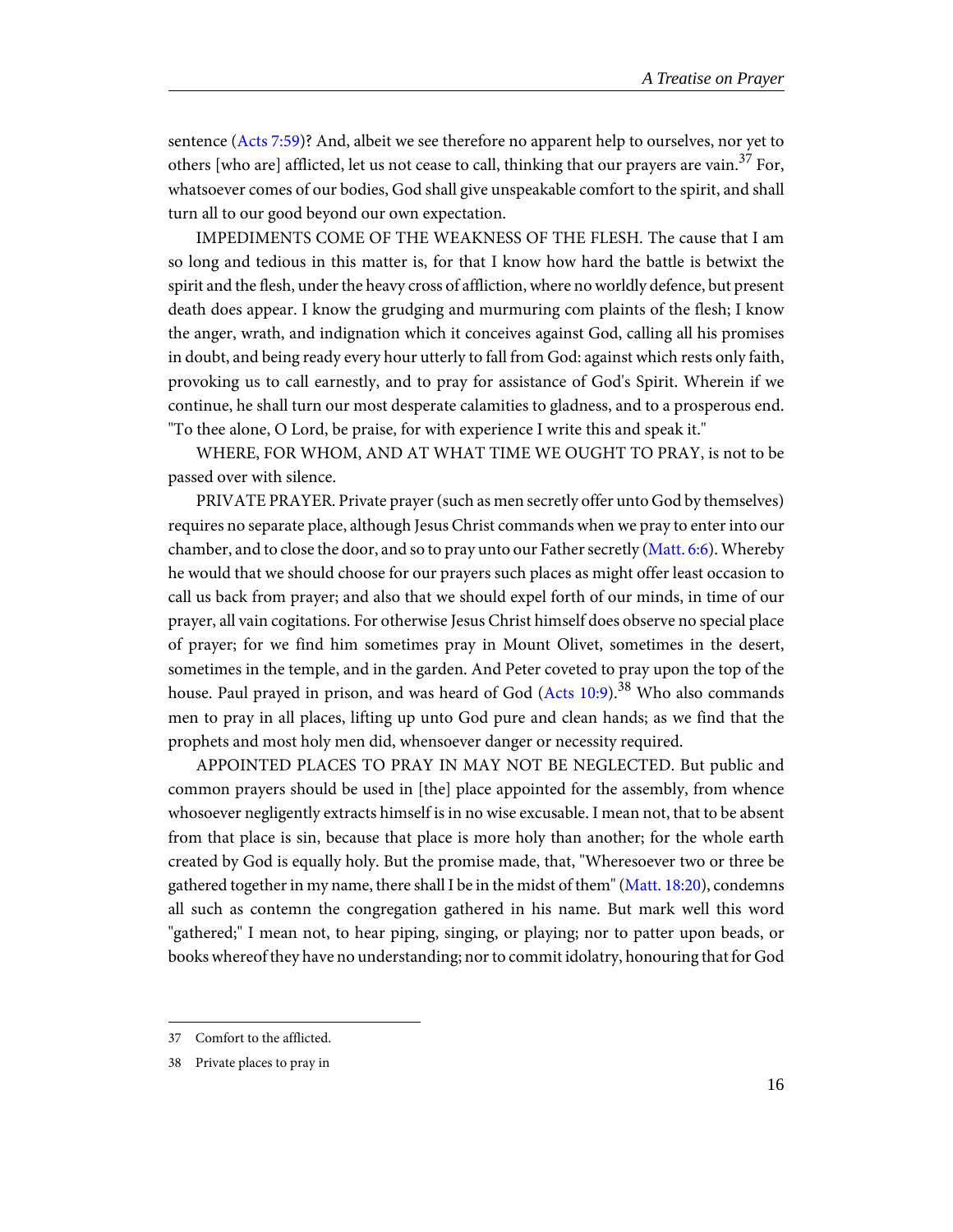sentence (Acts 7:59)? And, albeit we see therefore no apparent help to ourselves, nor yet to others [who are] afflicted, let us not cease to call, thinking that our prayers are vain.[37] For, whatsoever comes of our bodies, God shall give unspeakable comfort to the spirit, and shall turn all to our good beyond our own expectation.

IMPEDIMENTS COME OF THE WEAKNESS OF THE FLESH. The cause that I am so long and tedious in this matter is, for that I know how hard the battle is betwixt the spirit and the flesh, under the heavy cross of affliction, where no worldly defence, but present death does appear. I know the grudging and murmuring com plaints of the flesh; I know the anger, wrath, and indignation which it conceives against God, calling all his promises in doubt, and being ready every hour utterly to fall from God: against which rests only faith, provoking us to call earnestly, and to pray for assistance of God's Spirit. Wherein if we continue, he shall turn our most desperate calamities to gladness, and to a prosperous end. "To thee alone, O Lord, be praise, for with experience I write this and speak it."

WHERE, FOR WHOM, AND AT WHAT TIME WE OUGHT TO PRAY, is not to be passed over with silence.

PRIVATE PRAYER. Private prayer (such as men secretly offer unto God by themselves) requires no separate place, although Jesus Christ commands when we pray to enter into our chamber, and to close the door, and so to pray unto our Father secretly (Matt. 6:6). Whereby he would that we should choose for our prayers such places as might offer least occasion to call us back from prayer; and also that we should expel forth of our minds, in time of our prayer, all vain cogitations. For otherwise Jesus Christ himself does observe no special place of prayer; for we find him sometimes pray in Mount Olivet, sometimes in the desert, sometimes in the temple, and in the garden. And Peter coveted to pray upon the top of the house. Paul prayed in prison, and was heard of God (Acts 10:9).[38] Who also commands men to pray in all places, lifting up unto God pure and clean hands; as we find that the prophets and most holy men did, whensoever danger or necessity required.

APPOINTED PLACES TO PRAY IN MAY NOT BE NEGLECTED. But public and common prayers should be used in [the] place appointed for the assembly, from whence whosoever negligently extracts himself is in no wise excusable. I mean not, that to be absent from that place is sin, because that place is more holy than another; for the whole earth created by God is equally holy. But the promise made, that, "Wheresoever two or three be gathered together in my name, there shall I be in the midst of them" (Matt. 18:20), condemns all such as contemn the congregation gathered in his name. But mark well this word "gathered;" I mean not, to hear piping, singing, or playing; nor to patter upon beads, or books whereof they have no understanding; nor to commit idolatry, honouring that for God

---

37 Comfort to the afflicted.

38 Private places to pray in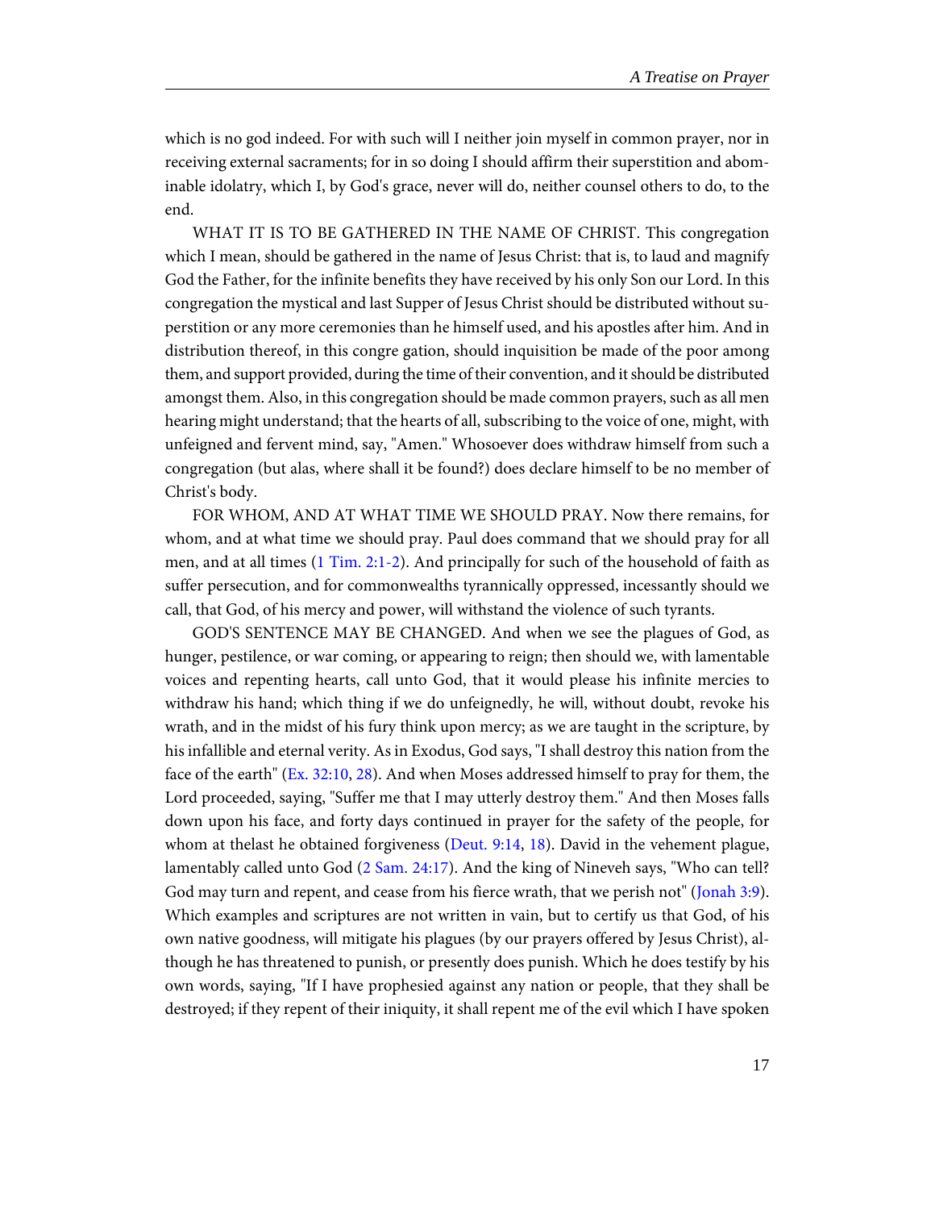which is no god indeed. For with such will I neither join myself in common prayer, nor in receiving external sacraments; for in so doing I should affirm their superstition and abominable idolatry, which I, by God's grace, never will do, neither counsel others to do, to the end.

WHAT IT IS TO BE GATHERED IN THE NAME OF CHRIST. This congregation which I mean, should be gathered in the name of Jesus Christ: that is, to laud and magnify God the Father, for the infinite benefits they have received by his only Son our Lord. In this congregation the mystical and last Supper of Jesus Christ should be distributed without superstition or any more ceremonies than he himself used, and his apostles after him. And in distribution thereof, in this congre gation, should inquisition be made of the poor among them, and support provided, during the time of their convention, and it should be distributed amongst them. Also, in this congregation should be made common prayers, such as all men hearing might understand; that the hearts of all, subscribing to the voice of one, might, with unfeigned and fervent mind, say, "Amen." Whosoever does withdraw himself from such a congregation (but alas, where shall it be found?) does declare himself to be no member of Christ's body.

FOR WHOM, AND AT WHAT TIME WE SHOULD PRAY. Now there remains, for whom, and at what time we should pray. Paul does command that we should pray for all men, and at all times (1 Tim. 2:1-2). And principally for such of the household of faith as suffer persecution, and for commonwealths tyrannically oppressed, incessantly should we call, that God, of his mercy and power, will withstand the violence of such tyrants.

GOD'S SENTENCE MAY BE CHANGED. And when we see the plagues of God, as hunger, pestilence, or war coming, or appearing to reign; then should we, with lamentable voices and repenting hearts, call unto God, that it would please his infinite mercies to withdraw his hand; which thing if we do unfeignedly, he will, without doubt, revoke his wrath, and in the midst of his fury think upon mercy; as we are taught in the scripture, by his infallible and eternal verity. As in Exodus, God says, "I shall destroy this nation from the face of the earth" (Ex. 32:10, 28). And when Moses addressed himself to pray for them, the Lord proceeded, saying, "Suffer me that I may utterly destroy them." And then Moses falls down upon his face, and forty days continued in prayer for the safety of the people, for whom at thelast he obtained forgiveness (Deut. 9:14, 18). David in the vehement plague, lamentably called unto God (2 Sam. 24:17). And the king of Nineveh says, "Who can tell? God may turn and repent, and cease from his fierce wrath, that we perish not" (Jonah 3:9). Which examples and scriptures are not written in vain, but to certify us that God, of his own native goodness, will mitigate his plagues (by our prayers offered by Jesus Christ), although he has threatened to punish, or presently does punish. Which he does testify by his own words, saying, "If I have prophesied against any nation or people, that they shall be destroyed; if they repent of their iniquity, it shall repent me of the evil which I have spoken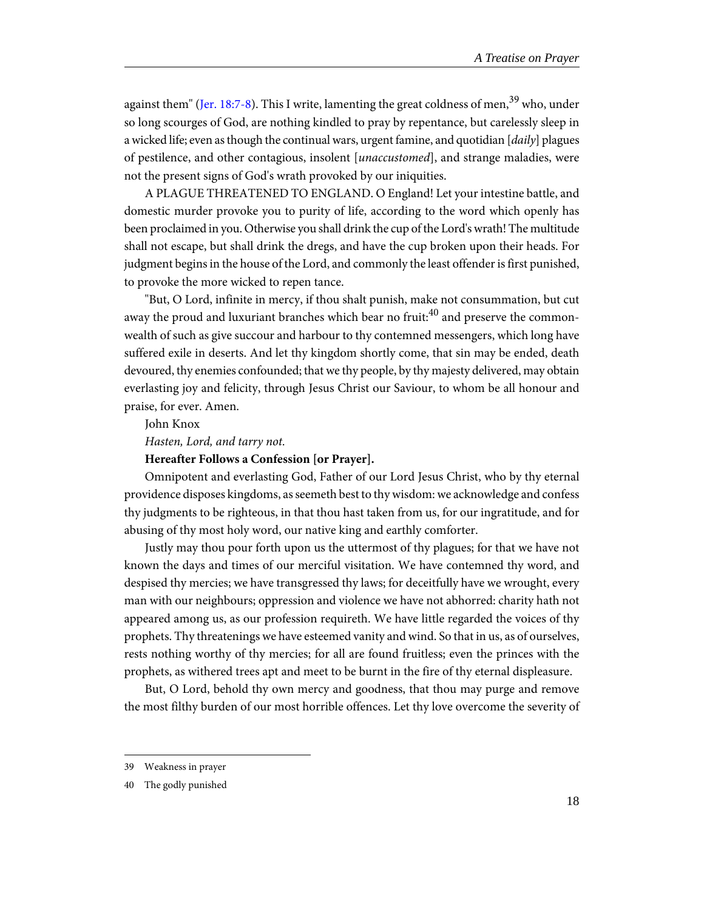against them" (Jer. 18:7-8). This I write, lamenting the great coldness of men,[39] who, under so long scourges of God, are nothing kindled to pray by repentance, but carelessly sleep in a wicked life; even as though the continual wars, urgent famine, and quotidian [*daily*] plagues of pestilence, and other contagious, insolent [*unaccustomed*], and strange maladies, were not the present signs of God's wrath provoked by our iniquities.

A PLAGUE THREATENED TO ENGLAND. O England! Let your intestine battle, and domestic murder provoke you to purity of life, according to the word which openly has been proclaimed in you. Otherwise you shall drink the cup of the Lord's wrath! The multitude shall not escape, but shall drink the dregs, and have the cup broken upon their heads. For judgment begins in the house of the Lord, and commonly the least offender is first punished, to provoke the more wicked to repen tance.

"But, O Lord, infinite in mercy, if thou shalt punish, make not consummation, but cut away the proud and luxuriant branches which bear no fruit:[40] and preserve the commonwealth of such as give succour and harbour to thy contemned messengers, which long have suffered exile in deserts. And let thy kingdom shortly come, that sin may be ended, death devoured, thy enemies confounded; that we thy people, by thy majesty delivered, may obtain everlasting joy and felicity, through Jesus Christ our Saviour, to whom be all honour and praise, for ever. Amen.

John Knox

*Hasten, Lord, and tarry not.*

**Hereafter Follows a Confession [or Prayer].**

Omnipotent and everlasting God, Father of our Lord Jesus Christ, who by thy eternal providence disposes kingdoms, as seemeth best to thy wisdom: we acknowledge and confess thy judgments to be righteous, in that thou hast taken from us, for our ingratitude, and for abusing of thy most holy word, our native king and earthly comforter.

Justly may thou pour forth upon us the uttermost of thy plagues; for that we have not known the days and times of our merciful visitation. We have contemned thy word, and despised thy mercies; we have transgressed thy laws; for deceitfully have we wrought, every man with our neighbours; oppression and violence we have not abhorred: charity hath not appeared among us, as our profession requireth. We have little regarded the voices of thy prophets. Thy threatenings we have esteemed vanity and wind. So that in us, as of ourselves, rests nothing worthy of thy mercies; for all are found fruitless; even the princes with the prophets, as withered trees apt and meet to be burnt in the fire of thy eternal displeasure.

But, O Lord, behold thy own mercy and goodness, that thou may purge and remove the most filthy burden of our most horrible offences. Let thy love overcome the severity of

---

39 Weakness in prayer

40 The godly punished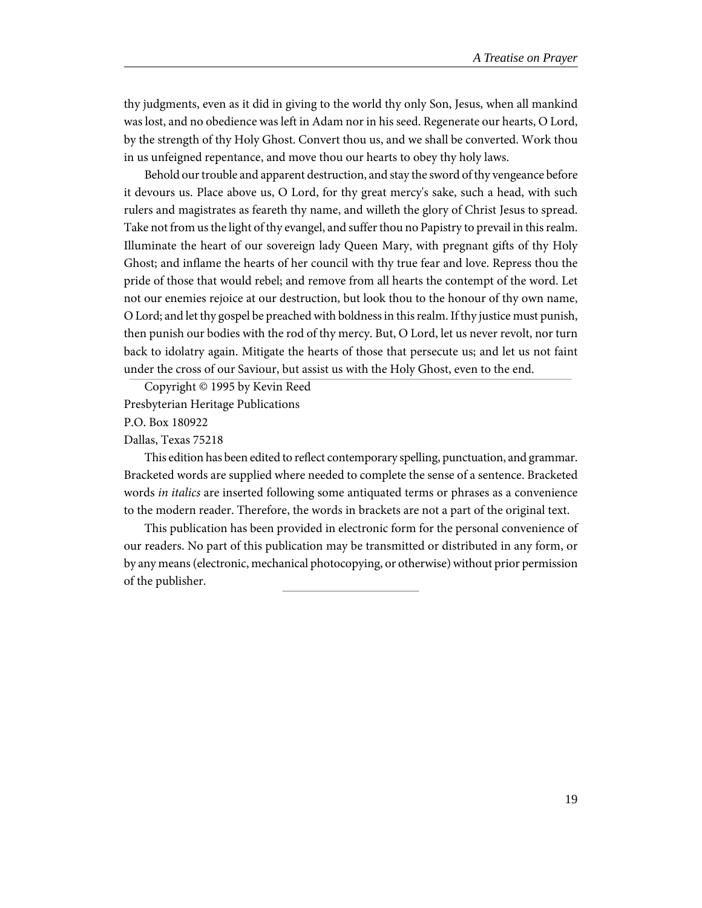thy judgments, even as it did in giving to the world thy only Son, Jesus, when all mankind was lost, and no obedience was left in Adam nor in his seed. Regenerate our hearts, O Lord, by the strength of thy Holy Ghost. Convert thou us, and we shall be converted. Work thou in us unfeigned repentance, and move thou our hearts to obey thy holy laws.

Behold our trouble and apparent destruction, and stay the sword of thy vengeance before it devours us. Place above us, O Lord, for thy great mercy's sake, such a head, with such rulers and magistrates as feareth thy name, and willeth the glory of Christ Jesus to spread. Take not from us the light of thy evangel, and suffer thou no Papistry to prevail in this realm. Illuminate the heart of our sovereign lady Queen Mary, with pregnant gifts of thy Holy Ghost; and inflame the hearts of her council with thy true fear and love. Repress thou the pride of those that would rebel; and remove from all hearts the contempt of the word. Let not our enemies rejoice at our destruction, but look thou to the honour of thy own name, O Lord; and let thy gospel be preached with boldness in this realm. If thy justice must punish, then punish our bodies with the rod of thy mercy. But, O Lord, let us never revolt, nor turn back to idolatry again. Mitigate the hearts of those that persecute us; and let us not faint under the cross of our Saviour, but assist us with the Holy Ghost, even to the end.

---

Copyright © 1995 by Kevin Reed

Presbyterian Heritage Publications

P.O. Box 180922

Dallas, Texas 75218

This edition has been edited to reflect contemporary spelling, punctuation, and grammar. Bracketed words are supplied where needed to complete the sense of a sentence. Bracketed words *in italics* are inserted following some antiquated terms or phrases as a convenience to the modern reader. Therefore, the words in brackets are not a part of the original text.

This publication has been provided in electronic form for the personal convenience of our readers. No part of this publication may be transmitted or distributed in any form, or by any means (electronic, mechanical photocopying, or otherwise) without prior permission of the publisher.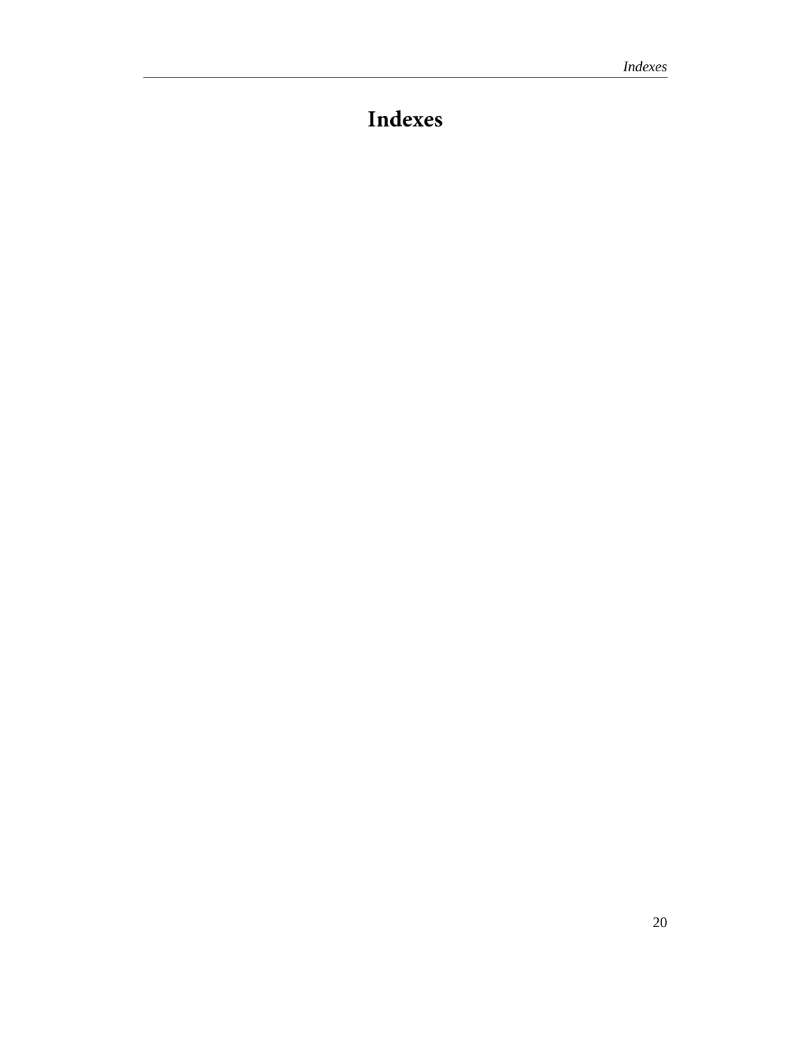# Indexes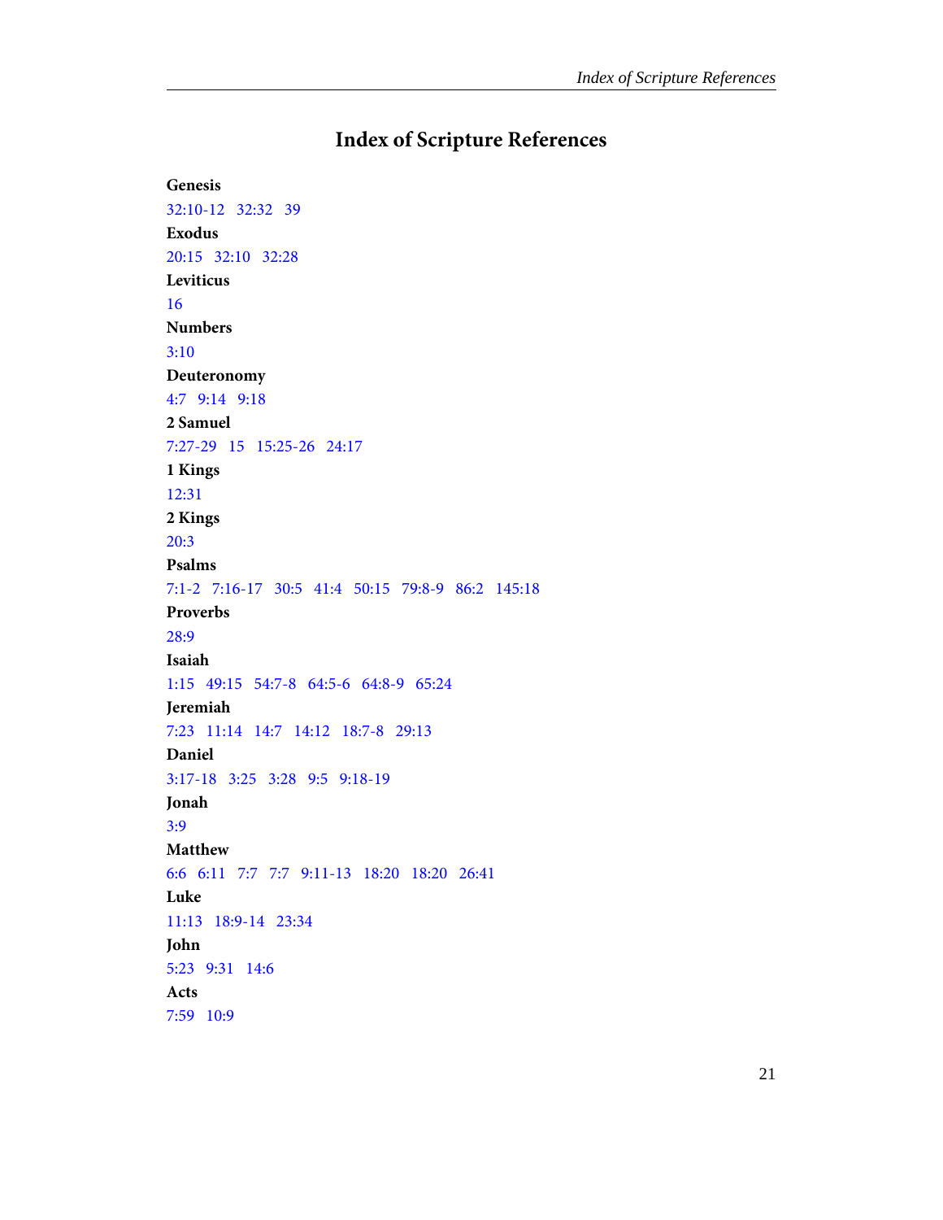# Index of Scripture References

**Genesis**

32:10-12   32:32   39

**Exodus**

20:15   32:10   32:28

**Leviticus**

16

**Numbers**

3:10

**Deuteronomy**

4:7   9:14   9:18

**2 Samuel**

7:27-29   15   15:25-26   24:17

**1 Kings**

12:31

**2 Kings**

20:3

**Psalms**

7:1-2   7:16-17   30:5   41:4   50:15   79:8-9   86:2   145:18

**Proverbs**

28:9

**Isaiah**

1:15   49:15   54:7-8   64:5-6   64:8-9   65:24

**Jeremiah**

7:23   11:14   14:7   14:12   18:7-8   29:13

**Daniel**

3:17-18   3:25   3:28   9:5   9:18-19

**Jonah**

3:9

**Matthew**

6:6   6:11   7:7   7:7   9:11-13   18:20   18:20   26:41

**Luke**

11:13   18:9-14   23:34

**John**

5:23   9:31   14:6

**Acts**

7:59   10:9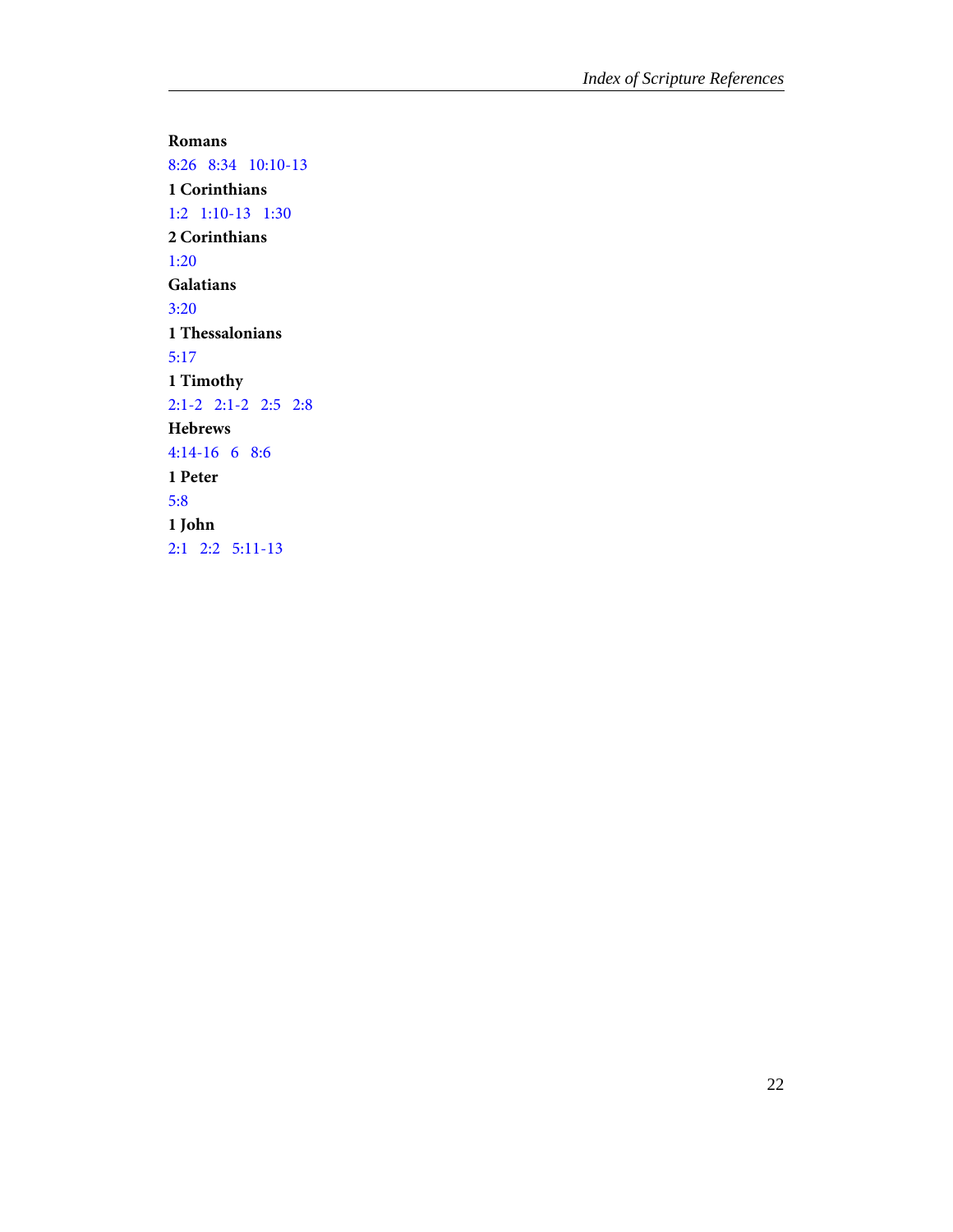**Romans**

8:26   8:34   10:10-13

**1 Corinthians**

1:2   1:10-13   1:30

**2 Corinthians**

1:20

**Galatians**

3:20

**1 Thessalonians**

5:17

**1 Timothy**

2:1-2   2:1-2   2:5   2:8

**Hebrews**

4:14-16   6   8:6

**1 Peter**

5:8

**1 John**

2:1   2:2   5:11-13